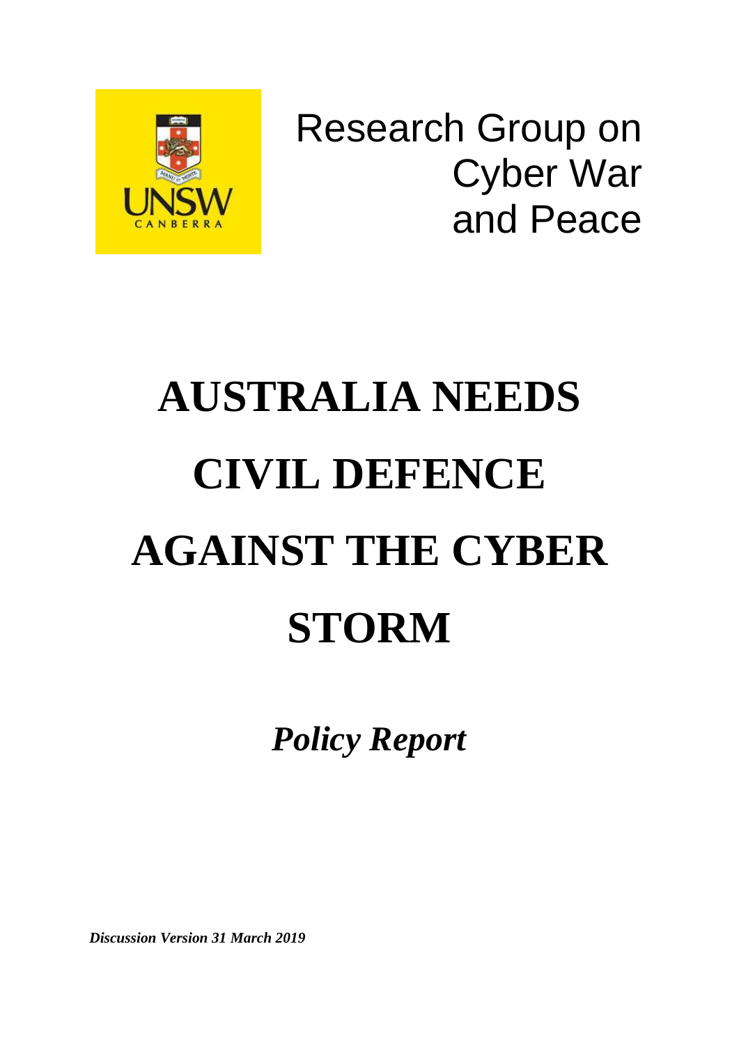Research Group on Cyber War and Peace

# AUSTRALIA NEEDS CIVIL DEFENCE AGAINST THE CYBER STORM

***Policy Report***

***Discussion Version 31 March 2019***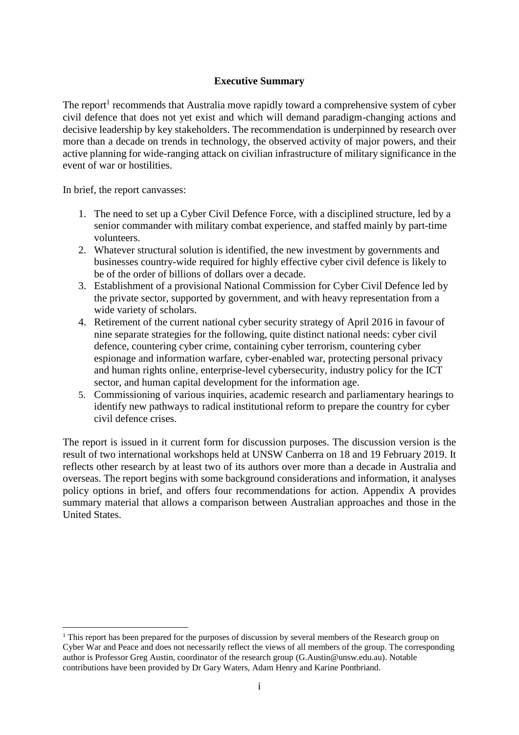**Executive Summary**

The report[1] recommends that Australia move rapidly toward a comprehensive system of cyber civil defence that does not yet exist and which will demand paradigm-changing actions and decisive leadership by key stakeholders. The recommendation is underpinned by research over more than a decade on trends in technology, the observed activity of major powers, and their active planning for wide-ranging attack on civilian infrastructure of military significance in the event of war or hostilities.

In brief, the report canvasses:

1. The need to set up a Cyber Civil Defence Force, with a disciplined structure, led by a senior commander with military combat experience, and staffed mainly by part-time volunteers.
2. Whatever structural solution is identified, the new investment by governments and businesses country-wide required for highly effective cyber civil defence is likely to be of the order of billions of dollars over a decade.
3. Establishment of a provisional National Commission for Cyber Civil Defence led by the private sector, supported by government, and with heavy representation from a wide variety of scholars.
4. Retirement of the current national cyber security strategy of April 2016 in favour of nine separate strategies for the following, quite distinct national needs: cyber civil defence, countering cyber crime, containing cyber terrorism, countering cyber espionage and information warfare, cyber-enabled war, protecting personal privacy and human rights online, enterprise-level cybersecurity, industry policy for the ICT sector, and human capital development for the information age.
5. Commissioning of various inquiries, academic research and parliamentary hearings to identify new pathways to radical institutional reform to prepare the country for cyber civil defence crises.

The report is issued in it current form for discussion purposes. The discussion version is the result of two international workshops held at UNSW Canberra on 18 and 19 February 2019. It reflects other research by at least two of its authors over more than a decade in Australia and overseas. The report begins with some background considerations and information, it analyses policy options in brief, and offers four recommendations for action. Appendix A provides summary material that allows a comparison between Australian approaches and those in the United States.

[1] This report has been prepared for the purposes of discussion by several members of the Research group on Cyber War and Peace and does not necessarily reflect the views of all members of the group. The corresponding author is Professor Greg Austin, coordinator of the research group (G.Austin@unsw.edu.au). Notable contributions have been provided by Dr Gary Waters, Adam Henry and Karine Pontbriand.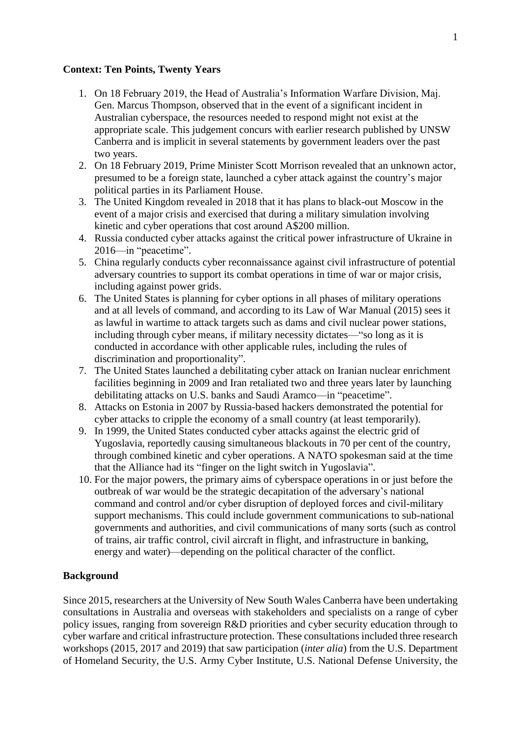**Context: Ten Points, Twenty Years**

1. On 18 February 2019, the Head of Australia's Information Warfare Division, Maj. Gen. Marcus Thompson, observed that in the event of a significant incident in Australian cyberspace, the resources needed to respond might not exist at the appropriate scale. This judgement concurs with earlier research published by UNSW Canberra and is implicit in several statements by government leaders over the past two years.
2. On 18 February 2019, Prime Minister Scott Morrison revealed that an unknown actor, presumed to be a foreign state, launched a cyber attack against the country's major political parties in its Parliament House.
3. The United Kingdom revealed in 2018 that it has plans to black-out Moscow in the event of a major crisis and exercised that during a military simulation involving kinetic and cyber operations that cost around A$200 million.
4. Russia conducted cyber attacks against the critical power infrastructure of Ukraine in 2016—in "peacetime".
5. China regularly conducts cyber reconnaissance against civil infrastructure of potential adversary countries to support its combat operations in time of war or major crisis, including against power grids.
6. The United States is planning for cyber options in all phases of military operations and at all levels of command, and according to its Law of War Manual (2015) sees it as lawful in wartime to attack targets such as dams and civil nuclear power stations, including through cyber means, if military necessity dictates—"so long as it is conducted in accordance with other applicable rules, including the rules of discrimination and proportionality".
7. The United States launched a debilitating cyber attack on Iranian nuclear enrichment facilities beginning in 2009 and Iran retaliated two and three years later by launching debilitating attacks on U.S. banks and Saudi Aramco—in "peacetime".
8. Attacks on Estonia in 2007 by Russia-based hackers demonstrated the potential for cyber attacks to cripple the economy of a small country (at least temporarily).
9. In 1999, the United States conducted cyber attacks against the electric grid of Yugoslavia, reportedly causing simultaneous blackouts in 70 per cent of the country, through combined kinetic and cyber operations. A NATO spokesman said at the time that the Alliance had its "finger on the light switch in Yugoslavia".
10. For the major powers, the primary aims of cyberspace operations in or just before the outbreak of war would be the strategic decapitation of the adversary's national command and control and/or cyber disruption of deployed forces and civil-military support mechanisms. This could include government communications to sub-national governments and authorities, and civil communications of many sorts (such as control of trains, air traffic control, civil aircraft in flight, and infrastructure in banking, energy and water)—depending on the political character of the conflict.

**Background**

Since 2015, researchers at the University of New South Wales Canberra have been undertaking consultations in Australia and overseas with stakeholders and specialists on a range of cyber policy issues, ranging from sovereign R&D priorities and cyber security education through to cyber warfare and critical infrastructure protection. These consultations included three research workshops (2015, 2017 and 2019) that saw participation (*inter alia*) from the U.S. Department of Homeland Security, the U.S. Army Cyber Institute, U.S. National Defense University, the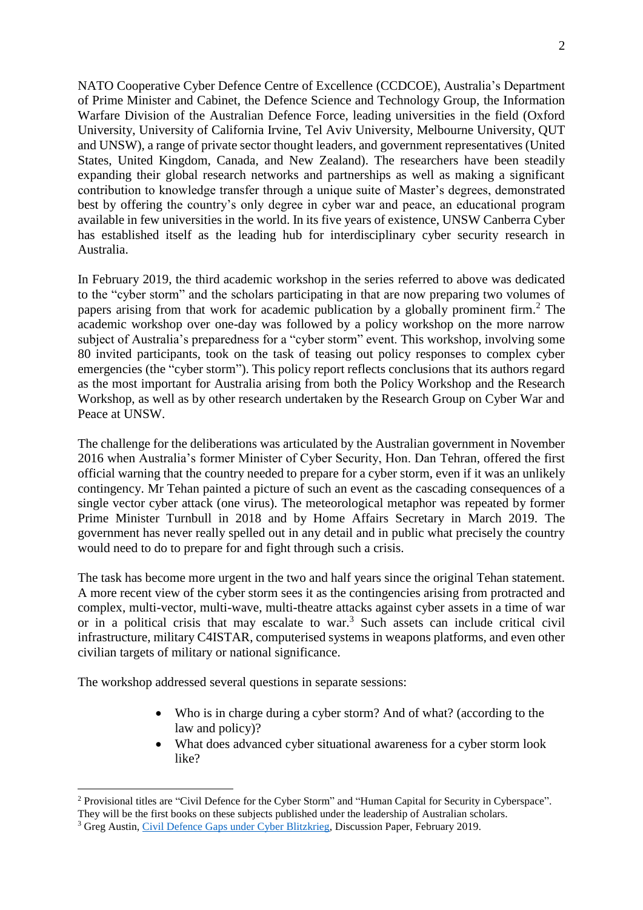NATO Cooperative Cyber Defence Centre of Excellence (CCDCOE), Australia's Department of Prime Minister and Cabinet, the Defence Science and Technology Group, the Information Warfare Division of the Australian Defence Force, leading universities in the field (Oxford University, University of California Irvine, Tel Aviv University, Melbourne University, QUT and UNSW), a range of private sector thought leaders, and government representatives (United States, United Kingdom, Canada, and New Zealand). The researchers have been steadily expanding their global research networks and partnerships as well as making a significant contribution to knowledge transfer through a unique suite of Master's degrees, demonstrated best by offering the country's only degree in cyber war and peace, an educational program available in few universities in the world. In its five years of existence, UNSW Canberra Cyber has established itself as the leading hub for interdisciplinary cyber security research in Australia.

In February 2019, the third academic workshop in the series referred to above was dedicated to the "cyber storm" and the scholars participating in that are now preparing two volumes of papers arising from that work for academic publication by a globally prominent firm.[2] The academic workshop over one-day was followed by a policy workshop on the more narrow subject of Australia's preparedness for a "cyber storm" event. This workshop, involving some 80 invited participants, took on the task of teasing out policy responses to complex cyber emergencies (the "cyber storm"). This policy report reflects conclusions that its authors regard as the most important for Australia arising from both the Policy Workshop and the Research Workshop, as well as by other research undertaken by the Research Group on Cyber War and Peace at UNSW.

The challenge for the deliberations was articulated by the Australian government in November 2016 when Australia's former Minister of Cyber Security, Hon. Dan Tehran, offered the first official warning that the country needed to prepare for a cyber storm, even if it was an unlikely contingency. Mr Tehan painted a picture of such an event as the cascading consequences of a single vector cyber attack (one virus). The meteorological metaphor was repeated by former Prime Minister Turnbull in 2018 and by Home Affairs Secretary in March 2019. The government has never really spelled out in any detail and in public what precisely the country would need to do to prepare for and fight through such a crisis.

The task has become more urgent in the two and half years since the original Tehan statement. A more recent view of the cyber storm sees it as the contingencies arising from protracted and complex, multi-vector, multi-wave, multi-theatre attacks against cyber assets in a time of war or in a political crisis that may escalate to war.[3] Such assets can include critical civil infrastructure, military C4ISTAR, computerised systems in weapons platforms, and even other civilian targets of military or national significance.

The workshop addressed several questions in separate sessions:

- Who is in charge during a cyber storm? And of what? (according to the law and policy)?
- What does advanced cyber situational awareness for a cyber storm look like?

---

[2] Provisional titles are "Civil Defence for the Cyber Storm" and "Human Capital for Security in Cyberspace". They will be the first books on these subjects published under the leadership of Australian scholars.

[3] Greg Austin, Civil Defence Gaps under Cyber Blitzkrieg, Discussion Paper, February 2019.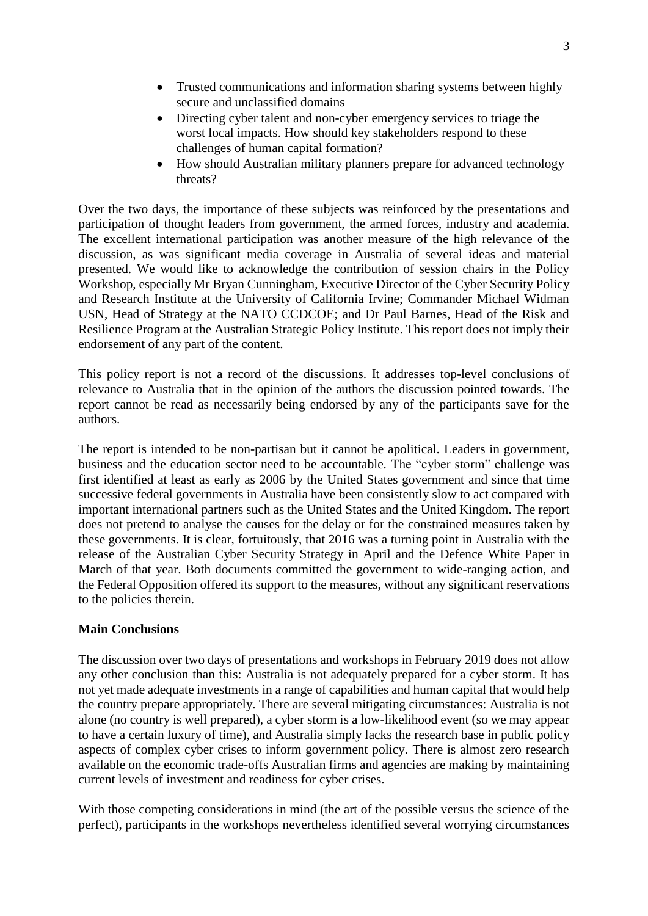- Trusted communications and information sharing systems between highly secure and unclassified domains
- Directing cyber talent and non-cyber emergency services to triage the worst local impacts. How should key stakeholders respond to these challenges of human capital formation?
- How should Australian military planners prepare for advanced technology threats?

Over the two days, the importance of these subjects was reinforced by the presentations and participation of thought leaders from government, the armed forces, industry and academia. The excellent international participation was another measure of the high relevance of the discussion, as was significant media coverage in Australia of several ideas and material presented. We would like to acknowledge the contribution of session chairs in the Policy Workshop, especially Mr Bryan Cunningham, Executive Director of the Cyber Security Policy and Research Institute at the University of California Irvine; Commander Michael Widman USN, Head of Strategy at the NATO CCDCOE; and Dr Paul Barnes, Head of the Risk and Resilience Program at the Australian Strategic Policy Institute. This report does not imply their endorsement of any part of the content.

This policy report is not a record of the discussions. It addresses top-level conclusions of relevance to Australia that in the opinion of the authors the discussion pointed towards. The report cannot be read as necessarily being endorsed by any of the participants save for the authors.

The report is intended to be non-partisan but it cannot be apolitical. Leaders in government, business and the education sector need to be accountable. The "cyber storm" challenge was first identified at least as early as 2006 by the United States government and since that time successive federal governments in Australia have been consistently slow to act compared with important international partners such as the United States and the United Kingdom. The report does not pretend to analyse the causes for the delay or for the constrained measures taken by these governments. It is clear, fortuitously, that 2016 was a turning point in Australia with the release of the Australian Cyber Security Strategy in April and the Defence White Paper in March of that year. Both documents committed the government to wide-ranging action, and the Federal Opposition offered its support to the measures, without any significant reservations to the policies therein.

**Main Conclusions**

The discussion over two days of presentations and workshops in February 2019 does not allow any other conclusion than this: Australia is not adequately prepared for a cyber storm. It has not yet made adequate investments in a range of capabilities and human capital that would help the country prepare appropriately. There are several mitigating circumstances: Australia is not alone (no country is well prepared), a cyber storm is a low-likelihood event (so we may appear to have a certain luxury of time), and Australia simply lacks the research base in public policy aspects of complex cyber crises to inform government policy. There is almost zero research available on the economic trade-offs Australian firms and agencies are making by maintaining current levels of investment and readiness for cyber crises.

With those competing considerations in mind (the art of the possible versus the science of the perfect), participants in the workshops nevertheless identified several worrying circumstances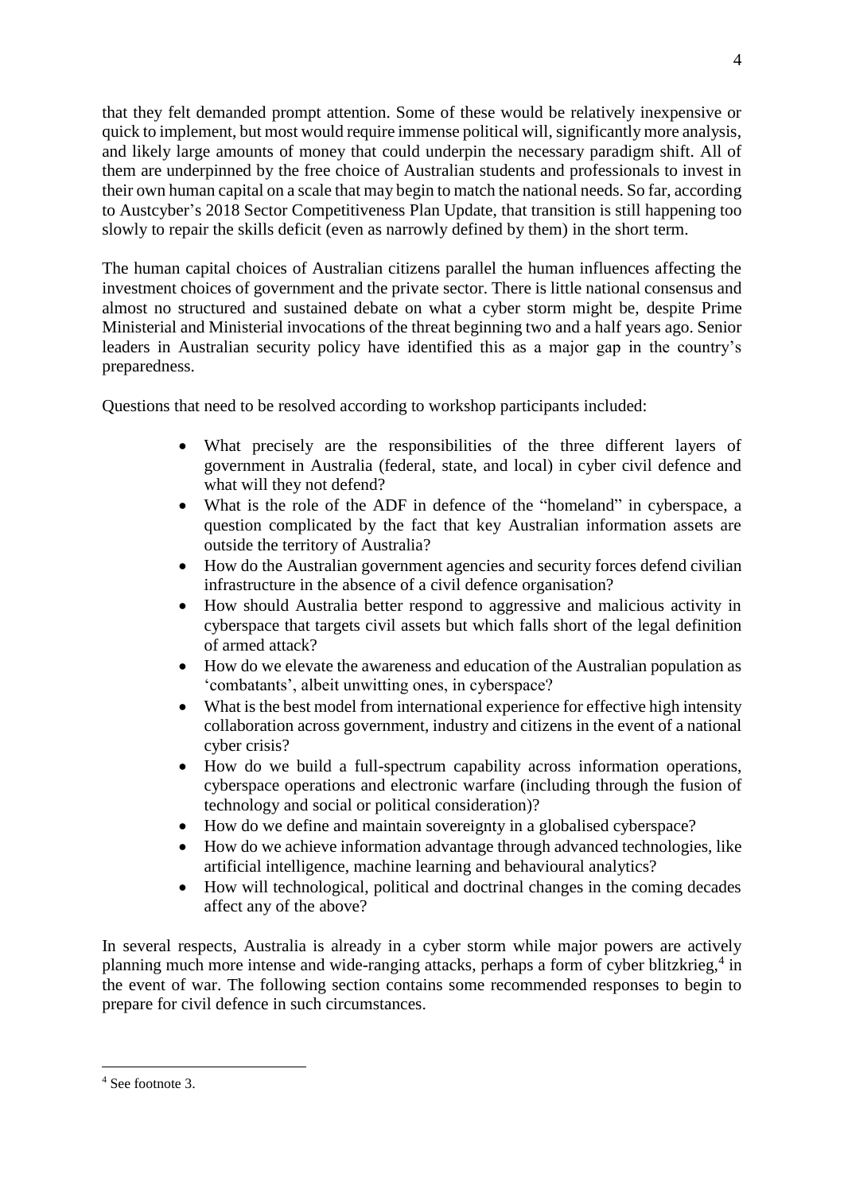that they felt demanded prompt attention. Some of these would be relatively inexpensive or quick to implement, but most would require immense political will, significantly more analysis, and likely large amounts of money that could underpin the necessary paradigm shift. All of them are underpinned by the free choice of Australian students and professionals to invest in their own human capital on a scale that may begin to match the national needs. So far, according to Austcyber's 2018 Sector Competitiveness Plan Update, that transition is still happening too slowly to repair the skills deficit (even as narrowly defined by them) in the short term.

The human capital choices of Australian citizens parallel the human influences affecting the investment choices of government and the private sector. There is little national consensus and almost no structured and sustained debate on what a cyber storm might be, despite Prime Ministerial and Ministerial invocations of the threat beginning two and a half years ago. Senior leaders in Australian security policy have identified this as a major gap in the country's preparedness.

Questions that need to be resolved according to workshop participants included:

- What precisely are the responsibilities of the three different layers of government in Australia (federal, state, and local) in cyber civil defence and what will they not defend?
- What is the role of the ADF in defence of the "homeland" in cyberspace, a question complicated by the fact that key Australian information assets are outside the territory of Australia?
- How do the Australian government agencies and security forces defend civilian infrastructure in the absence of a civil defence organisation?
- How should Australia better respond to aggressive and malicious activity in cyberspace that targets civil assets but which falls short of the legal definition of armed attack?
- How do we elevate the awareness and education of the Australian population as 'combatants', albeit unwitting ones, in cyberspace?
- What is the best model from international experience for effective high intensity collaboration across government, industry and citizens in the event of a national cyber crisis?
- How do we build a full-spectrum capability across information operations, cyberspace operations and electronic warfare (including through the fusion of technology and social or political consideration)?
- How do we define and maintain sovereignty in a globalised cyberspace?
- How do we achieve information advantage through advanced technologies, like artificial intelligence, machine learning and behavioural analytics?
- How will technological, political and doctrinal changes in the coming decades affect any of the above?

In several respects, Australia is already in a cyber storm while major powers are actively planning much more intense and wide-ranging attacks, perhaps a form of cyber blitzkrieg,[4] in the event of war. The following section contains some recommended responses to begin to prepare for civil defence in such circumstances.

[4] See footnote 3.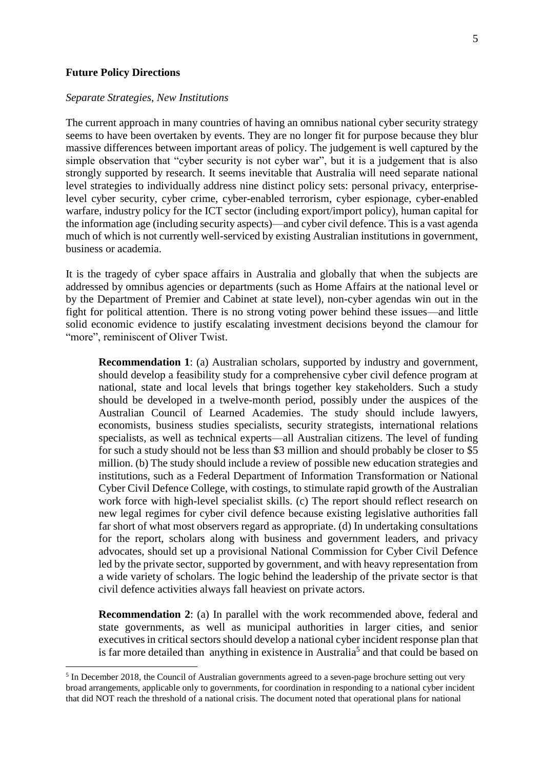## Future Policy Directions

*Separate Strategies, New Institutions*

The current approach in many countries of having an omnibus national cyber security strategy seems to have been overtaken by events. They are no longer fit for purpose because they blur massive differences between important areas of policy. The judgement is well captured by the simple observation that "cyber security is not cyber war", but it is a judgement that is also strongly supported by research. It seems inevitable that Australia will need separate national level strategies to individually address nine distinct policy sets: personal privacy, enterprise-level cyber security, cyber crime, cyber-enabled terrorism, cyber espionage, cyber-enabled warfare, industry policy for the ICT sector (including export/import policy), human capital for the information age (including security aspects)—and cyber civil defence. This is a vast agenda much of which is not currently well-serviced by existing Australian institutions in government, business or academia.

It is the tragedy of cyber space affairs in Australia and globally that when the subjects are addressed by omnibus agencies or departments (such as Home Affairs at the national level or by the Department of Premier and Cabinet at state level), non-cyber agendas win out in the fight for political attention. There is no strong voting power behind these issues—and little solid economic evidence to justify escalating investment decisions beyond the clamour for "more", reminiscent of Oliver Twist.

> **Recommendation 1**: (a) Australian scholars, supported by industry and government, should develop a feasibility study for a comprehensive cyber civil defence program at national, state and local levels that brings together key stakeholders. Such a study should be developed in a twelve-month period, possibly under the auspices of the Australian Council of Learned Academies. The study should include lawyers, economists, business studies specialists, security strategists, international relations specialists, as well as technical experts—all Australian citizens. The level of funding for such a study should not be less than $3 million and should probably be closer to $5 million. (b) The study should include a review of possible new education strategies and institutions, such as a Federal Department of Information Transformation or National Cyber Civil Defence College, with costings, to stimulate rapid growth of the Australian work force with high-level specialist skills. (c) The report should reflect research on new legal regimes for cyber civil defence because existing legislative authorities fall far short of what most observers regard as appropriate. (d) In undertaking consultations for the report, scholars along with business and government leaders, and privacy advocates, should set up a provisional National Commission for Cyber Civil Defence led by the private sector, supported by government, and with heavy representation from a wide variety of scholars. The logic behind the leadership of the private sector is that civil defence activities always fall heaviest on private actors.

> **Recommendation 2**: (a) In parallel with the work recommended above, federal and state governments, as well as municipal authorities in larger cities, and senior executives in critical sectors should develop a national cyber incident response plan that is far more detailed than anything in existence in Australia[5] and that could be based on

[5] In December 2018, the Council of Australian governments agreed to a seven-page brochure setting out very broad arrangements, applicable only to governments, for coordination in responding to a national cyber incident that did NOT reach the threshold of a national crisis. The document noted that operational plans for national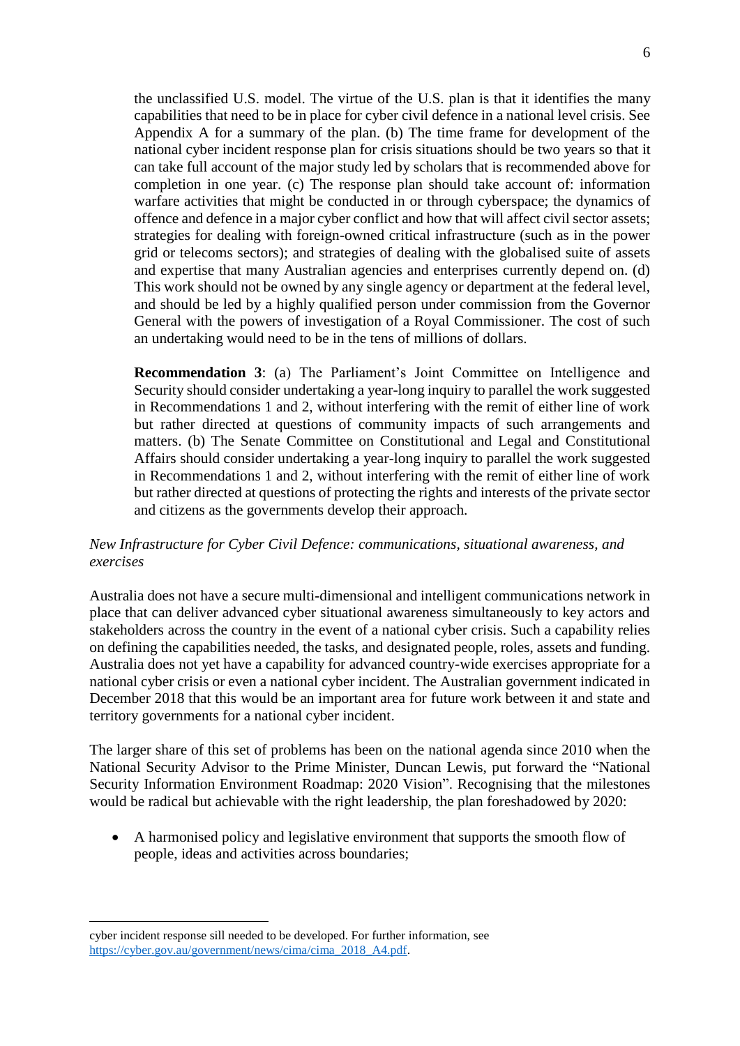the unclassified U.S. model. The virtue of the U.S. plan is that it identifies the many capabilities that need to be in place for cyber civil defence in a national level crisis. See Appendix A for a summary of the plan. (b) The time frame for development of the national cyber incident response plan for crisis situations should be two years so that it can take full account of the major study led by scholars that is recommended above for completion in one year. (c) The response plan should take account of: information warfare activities that might be conducted in or through cyberspace; the dynamics of offence and defence in a major cyber conflict and how that will affect civil sector assets; strategies for dealing with foreign-owned critical infrastructure (such as in the power grid or telecoms sectors); and strategies of dealing with the globalised suite of assets and expertise that many Australian agencies and enterprises currently depend on. (d) This work should not be owned by any single agency or department at the federal level, and should be led by a highly qualified person under commission from the Governor General with the powers of investigation of a Royal Commissioner. The cost of such an undertaking would need to be in the tens of millions of dollars.

**Recommendation 3**: (a) The Parliament's Joint Committee on Intelligence and Security should consider undertaking a year-long inquiry to parallel the work suggested in Recommendations 1 and 2, without interfering with the remit of either line of work but rather directed at questions of community impacts of such arrangements and matters. (b) The Senate Committee on Constitutional and Legal and Constitutional Affairs should consider undertaking a year-long inquiry to parallel the work suggested in Recommendations 1 and 2, without interfering with the remit of either line of work but rather directed at questions of protecting the rights and interests of the private sector and citizens as the governments develop their approach.

*New Infrastructure for Cyber Civil Defence: communications, situational awareness, and exercises*

Australia does not have a secure multi-dimensional and intelligent communications network in place that can deliver advanced cyber situational awareness simultaneously to key actors and stakeholders across the country in the event of a national cyber crisis. Such a capability relies on defining the capabilities needed, the tasks, and designated people, roles, assets and funding. Australia does not yet have a capability for advanced country-wide exercises appropriate for a national cyber crisis or even a national cyber incident. The Australian government indicated in December 2018 that this would be an important area for future work between it and state and territory governments for a national cyber incident.

The larger share of this set of problems has been on the national agenda since 2010 when the National Security Advisor to the Prime Minister, Duncan Lewis, put forward the "National Security Information Environment Roadmap: 2020 Vision". Recognising that the milestones would be radical but achievable with the right leadership, the plan foreshadowed by 2020:

- A harmonised policy and legislative environment that supports the smooth flow of people, ideas and activities across boundaries;

cyber incident response sill needed to be developed. For further information, see https://cyber.gov.au/government/news/cima/cima_2018_A4.pdf.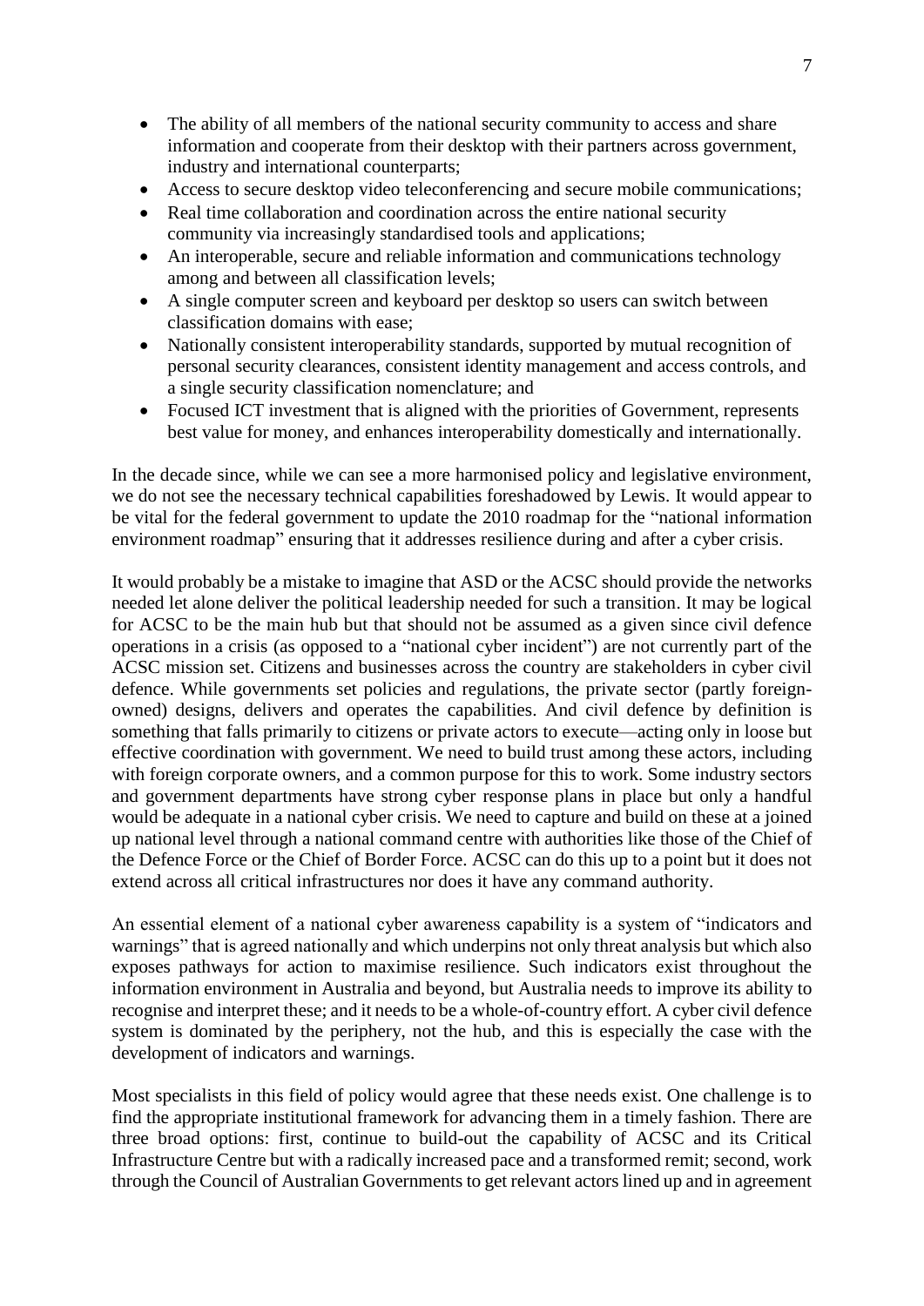- The ability of all members of the national security community to access and share information and cooperate from their desktop with their partners across government, industry and international counterparts;
- Access to secure desktop video teleconferencing and secure mobile communications;
- Real time collaboration and coordination across the entire national security community via increasingly standardised tools and applications;
- An interoperable, secure and reliable information and communications technology among and between all classification levels;
- A single computer screen and keyboard per desktop so users can switch between classification domains with ease;
- Nationally consistent interoperability standards, supported by mutual recognition of personal security clearances, consistent identity management and access controls, and a single security classification nomenclature; and
- Focused ICT investment that is aligned with the priorities of Government, represents best value for money, and enhances interoperability domestically and internationally.

In the decade since, while we can see a more harmonised policy and legislative environment, we do not see the necessary technical capabilities foreshadowed by Lewis. It would appear to be vital for the federal government to update the 2010 roadmap for the "national information environment roadmap" ensuring that it addresses resilience during and after a cyber crisis.

It would probably be a mistake to imagine that ASD or the ACSC should provide the networks needed let alone deliver the political leadership needed for such a transition. It may be logical for ACSC to be the main hub but that should not be assumed as a given since civil defence operations in a crisis (as opposed to a "national cyber incident") are not currently part of the ACSC mission set. Citizens and businesses across the country are stakeholders in cyber civil defence. While governments set policies and regulations, the private sector (partly foreign-owned) designs, delivers and operates the capabilities. And civil defence by definition is something that falls primarily to citizens or private actors to execute—acting only in loose but effective coordination with government. We need to build trust among these actors, including with foreign corporate owners, and a common purpose for this to work. Some industry sectors and government departments have strong cyber response plans in place but only a handful would be adequate in a national cyber crisis. We need to capture and build on these at a joined up national level through a national command centre with authorities like those of the Chief of the Defence Force or the Chief of Border Force. ACSC can do this up to a point but it does not extend across all critical infrastructures nor does it have any command authority.

An essential element of a national cyber awareness capability is a system of "indicators and warnings" that is agreed nationally and which underpins not only threat analysis but which also exposes pathways for action to maximise resilience. Such indicators exist throughout the information environment in Australia and beyond, but Australia needs to improve its ability to recognise and interpret these; and it needs to be a whole-of-country effort. A cyber civil defence system is dominated by the periphery, not the hub, and this is especially the case with the development of indicators and warnings.

Most specialists in this field of policy would agree that these needs exist. One challenge is to find the appropriate institutional framework for advancing them in a timely fashion. There are three broad options: first, continue to build-out the capability of ACSC and its Critical Infrastructure Centre but with a radically increased pace and a transformed remit; second, work through the Council of Australian Governments to get relevant actors lined up and in agreement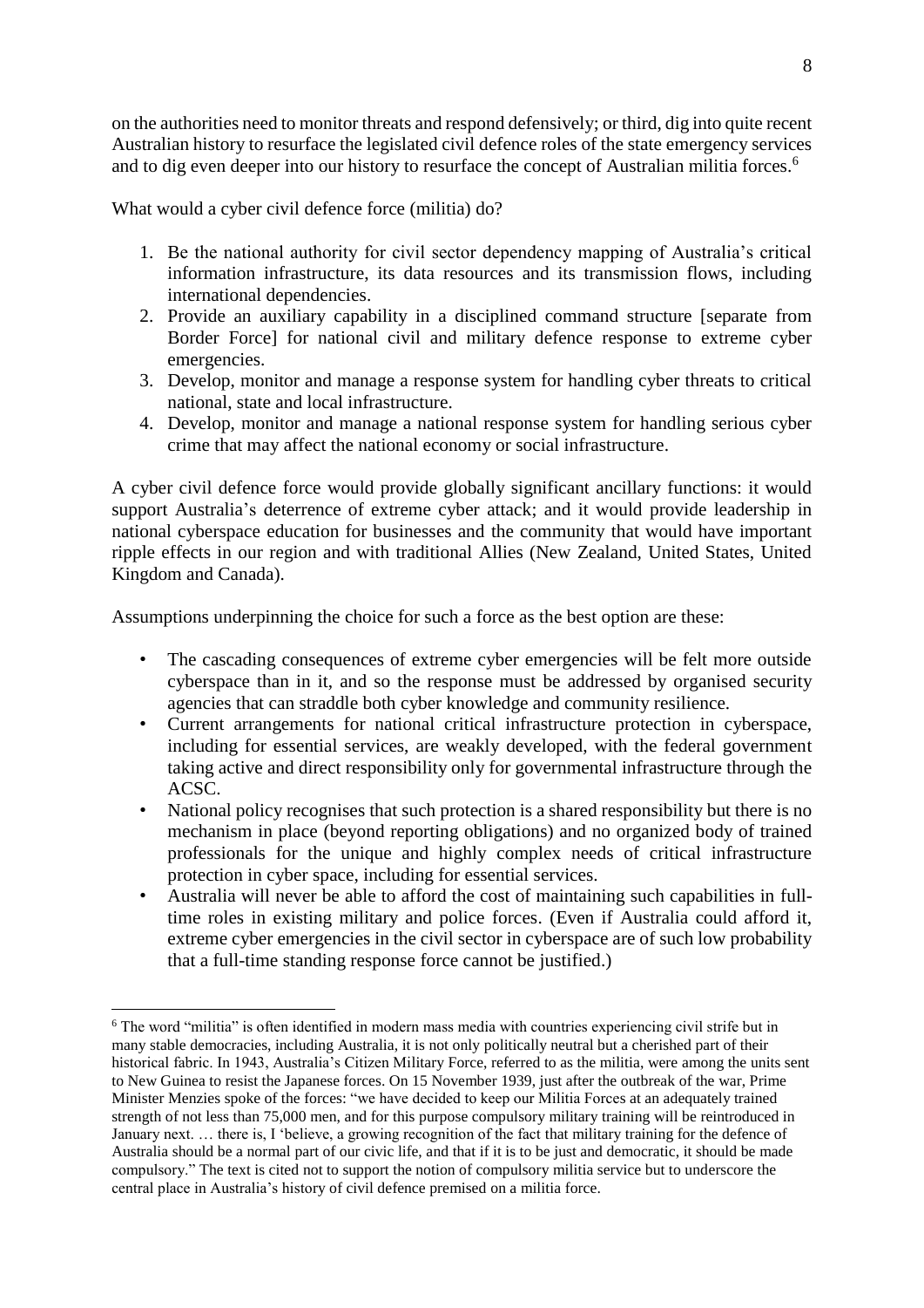on the authorities need to monitor threats and respond defensively; or third, dig into quite recent Australian history to resurface the legislated civil defence roles of the state emergency services and to dig even deeper into our history to resurface the concept of Australian militia forces.[6]

What would a cyber civil defence force (militia) do?

1. Be the national authority for civil sector dependency mapping of Australia's critical information infrastructure, its data resources and its transmission flows, including international dependencies.
2. Provide an auxiliary capability in a disciplined command structure [separate from Border Force] for national civil and military defence response to extreme cyber emergencies.
3. Develop, monitor and manage a response system for handling cyber threats to critical national, state and local infrastructure.
4. Develop, monitor and manage a national response system for handling serious cyber crime that may affect the national economy or social infrastructure.

A cyber civil defence force would provide globally significant ancillary functions: it would support Australia's deterrence of extreme cyber attack; and it would provide leadership in national cyberspace education for businesses and the community that would have important ripple effects in our region and with traditional Allies (New Zealand, United States, United Kingdom and Canada).

Assumptions underpinning the choice for such a force as the best option are these:

- The cascading consequences of extreme cyber emergencies will be felt more outside cyberspace than in it, and so the response must be addressed by organised security agencies that can straddle both cyber knowledge and community resilience.
- Current arrangements for national critical infrastructure protection in cyberspace, including for essential services, are weakly developed, with the federal government taking active and direct responsibility only for governmental infrastructure through the ACSC.
- National policy recognises that such protection is a shared responsibility but there is no mechanism in place (beyond reporting obligations) and no organized body of trained professionals for the unique and highly complex needs of critical infrastructure protection in cyber space, including for essential services.
- Australia will never be able to afford the cost of maintaining such capabilities in full-time roles in existing military and police forces. (Even if Australia could afford it, extreme cyber emergencies in the civil sector in cyberspace are of such low probability that a full-time standing response force cannot be justified.)

---

[6] The word "militia" is often identified in modern mass media with countries experiencing civil strife but in many stable democracies, including Australia, it is not only politically neutral but a cherished part of their historical fabric. In 1943, Australia's Citizen Military Force, referred to as the militia, were among the units sent to New Guinea to resist the Japanese forces. On 15 November 1939, just after the outbreak of the war, Prime Minister Menzies spoke of the forces: "we have decided to keep our Militia Forces at an adequately trained strength of not less than 75,000 men, and for this purpose compulsory military training will be reintroduced in January next. … there is, I 'believe, a growing recognition of the fact that military training for the defence of Australia should be a normal part of our civic life, and that if it is to be just and democratic, it should be made compulsory." The text is cited not to support the notion of compulsory militia service but to underscore the central place in Australia's history of civil defence premised on a militia force.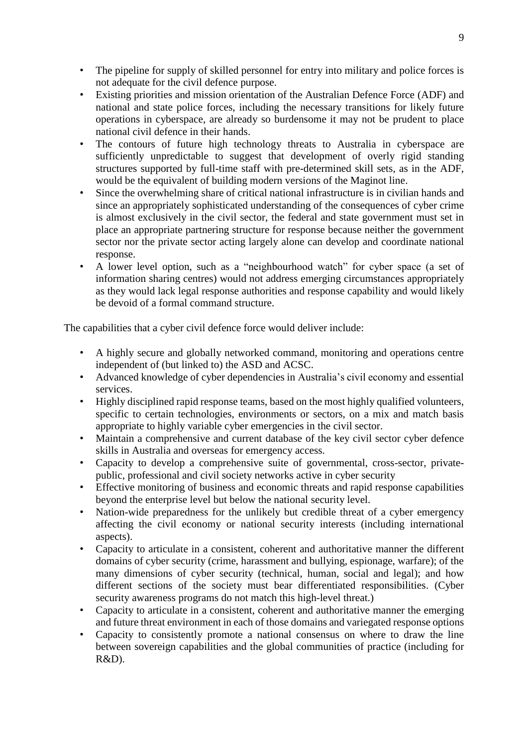- The pipeline for supply of skilled personnel for entry into military and police forces is not adequate for the civil defence purpose.
- Existing priorities and mission orientation of the Australian Defence Force (ADF) and national and state police forces, including the necessary transitions for likely future operations in cyberspace, are already so burdensome it may not be prudent to place national civil defence in their hands.
- The contours of future high technology threats to Australia in cyberspace are sufficiently unpredictable to suggest that development of overly rigid standing structures supported by full-time staff with pre-determined skill sets, as in the ADF, would be the equivalent of building modern versions of the Maginot line.
- Since the overwhelming share of critical national infrastructure is in civilian hands and since an appropriately sophisticated understanding of the consequences of cyber crime is almost exclusively in the civil sector, the federal and state government must set in place an appropriate partnering structure for response because neither the government sector nor the private sector acting largely alone can develop and coordinate national response.
- A lower level option, such as a "neighbourhood watch" for cyber space (a set of information sharing centres) would not address emerging circumstances appropriately as they would lack legal response authorities and response capability and would likely be devoid of a formal command structure.

The capabilities that a cyber civil defence force would deliver include:

- A highly secure and globally networked command, monitoring and operations centre independent of (but linked to) the ASD and ACSC.
- Advanced knowledge of cyber dependencies in Australia's civil economy and essential services.
- Highly disciplined rapid response teams, based on the most highly qualified volunteers, specific to certain technologies, environments or sectors, on a mix and match basis appropriate to highly variable cyber emergencies in the civil sector.
- Maintain a comprehensive and current database of the key civil sector cyber defence skills in Australia and overseas for emergency access.
- Capacity to develop a comprehensive suite of governmental, cross-sector, private-public, professional and civil society networks active in cyber security
- Effective monitoring of business and economic threats and rapid response capabilities beyond the enterprise level but below the national security level.
- Nation-wide preparedness for the unlikely but credible threat of a cyber emergency affecting the civil economy or national security interests (including international aspects).
- Capacity to articulate in a consistent, coherent and authoritative manner the different domains of cyber security (crime, harassment and bullying, espionage, warfare); of the many dimensions of cyber security (technical, human, social and legal); and how different sections of the society must bear differentiated responsibilities. (Cyber security awareness programs do not match this high-level threat.)
- Capacity to articulate in a consistent, coherent and authoritative manner the emerging and future threat environment in each of those domains and variegated response options
- Capacity to consistently promote a national consensus on where to draw the line between sovereign capabilities and the global communities of practice (including for R&D).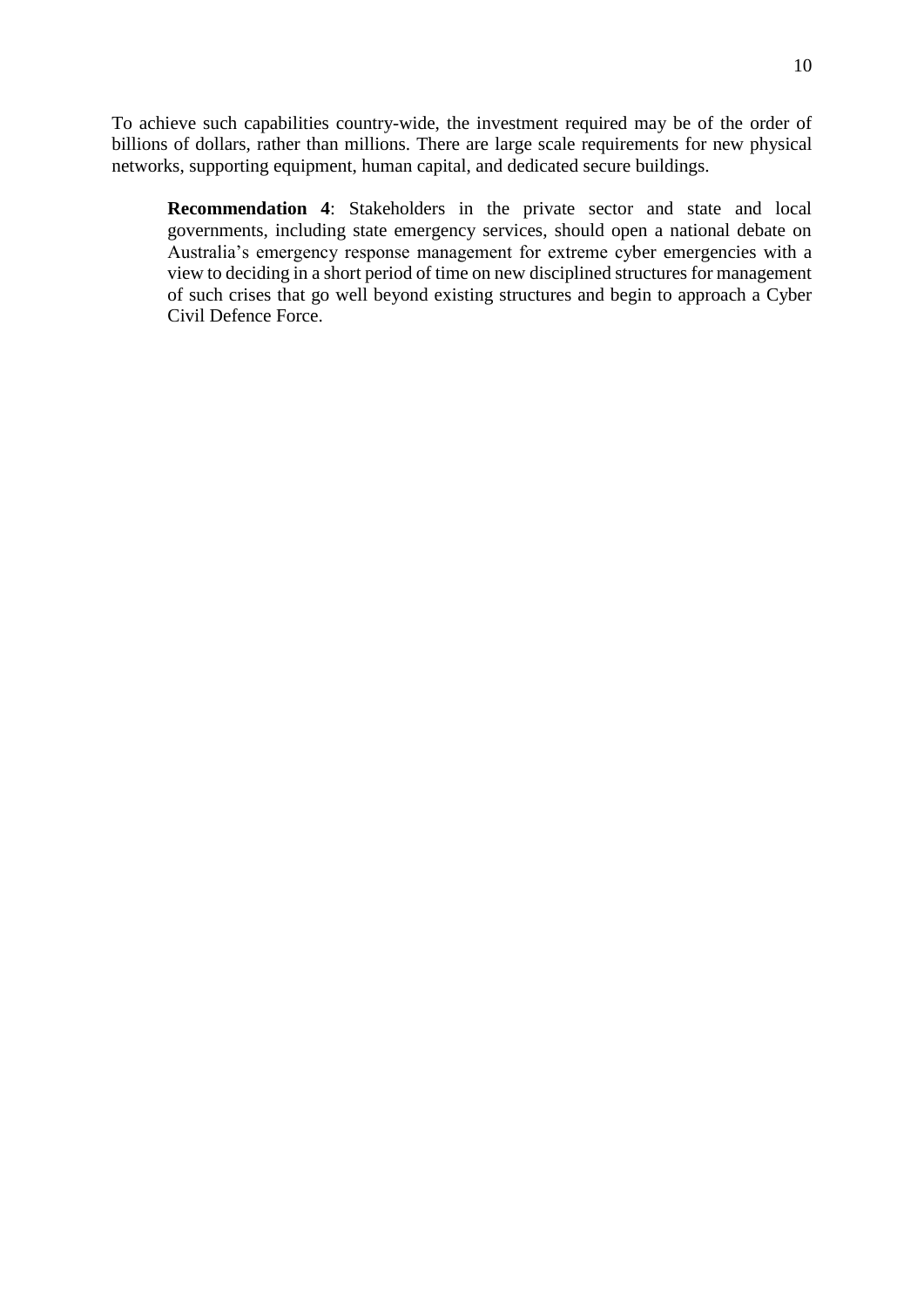To achieve such capabilities country-wide, the investment required may be of the order of billions of dollars, rather than millions. There are large scale requirements for new physical networks, supporting equipment, human capital, and dedicated secure buildings.

> **Recommendation 4**: Stakeholders in the private sector and state and local governments, including state emergency services, should open a national debate on Australia's emergency response management for extreme cyber emergencies with a view to deciding in a short period of time on new disciplined structures for management of such crises that go well beyond existing structures and begin to approach a Cyber Civil Defence Force.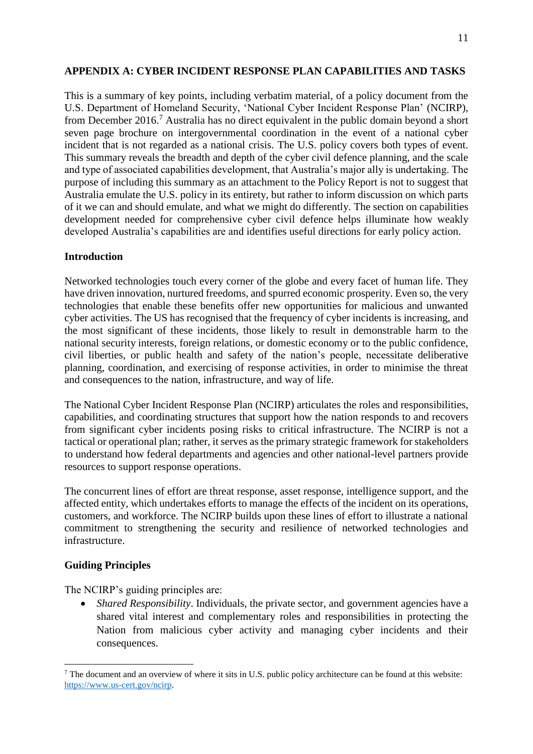## APPENDIX A: CYBER INCIDENT RESPONSE PLAN CAPABILITIES AND TASKS

This is a summary of key points, including verbatim material, of a policy document from the U.S. Department of Homeland Security, 'National Cyber Incident Response Plan' (NCIRP), from December 2016.[7] Australia has no direct equivalent in the public domain beyond a short seven page brochure on intergovernmental coordination in the event of a national cyber incident that is not regarded as a national crisis. The U.S. policy covers both types of event. This summary reveals the breadth and depth of the cyber civil defence planning, and the scale and type of associated capabilities development, that Australia's major ally is undertaking. The purpose of including this summary as an attachment to the Policy Report is not to suggest that Australia emulate the U.S. policy in its entirety, but rather to inform discussion on which parts of it we can and should emulate, and what we might do differently. The section on capabilities development needed for comprehensive cyber civil defence helps illuminate how weakly developed Australia's capabilities are and identifies useful directions for early policy action.

### Introduction

Networked technologies touch every corner of the globe and every facet of human life. They have driven innovation, nurtured freedoms, and spurred economic prosperity. Even so, the very technologies that enable these benefits offer new opportunities for malicious and unwanted cyber activities. The US has recognised that the frequency of cyber incidents is increasing, and the most significant of these incidents, those likely to result in demonstrable harm to the national security interests, foreign relations, or domestic economy or to the public confidence, civil liberties, or public health and safety of the nation's people, necessitate deliberative planning, coordination, and exercising of response activities, in order to minimise the threat and consequences to the nation, infrastructure, and way of life.

The National Cyber Incident Response Plan (NCIRP) articulates the roles and responsibilities, capabilities, and coordinating structures that support how the nation responds to and recovers from significant cyber incidents posing risks to critical infrastructure. The NCIRP is not a tactical or operational plan; rather, it serves as the primary strategic framework for stakeholders to understand how federal departments and agencies and other national-level partners provide resources to support response operations.

The concurrent lines of effort are threat response, asset response, intelligence support, and the affected entity, which undertakes efforts to manage the effects of the incident on its operations, customers, and workforce. The NCIRP builds upon these lines of effort to illustrate a national commitment to strengthening the security and resilience of networked technologies and infrastructure.

### Guiding Principles

The NCIRP's guiding principles are:

- *Shared Responsibility*. Individuals, the private sector, and government agencies have a shared vital interest and complementary roles and responsibilities in protecting the Nation from malicious cyber activity and managing cyber incidents and their consequences.

[7] The document and an overview of where it sits in U.S. public policy architecture can be found at this website: https://www.us-cert.gov/ncirp.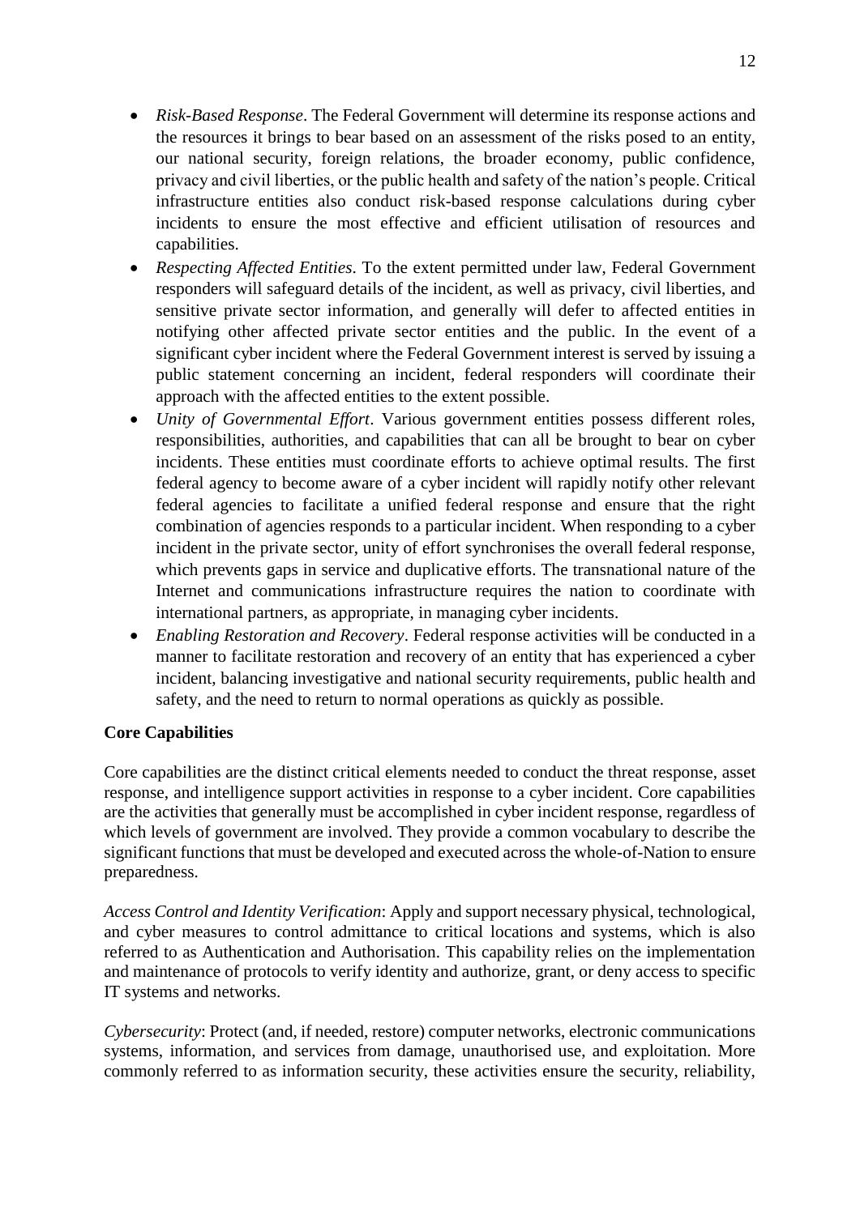- *Risk-Based Response*. The Federal Government will determine its response actions and the resources it brings to bear based on an assessment of the risks posed to an entity, our national security, foreign relations, the broader economy, public confidence, privacy and civil liberties, or the public health and safety of the nation's people. Critical infrastructure entities also conduct risk-based response calculations during cyber incidents to ensure the most effective and efficient utilisation of resources and capabilities.
- *Respecting Affected Entities*. To the extent permitted under law, Federal Government responders will safeguard details of the incident, as well as privacy, civil liberties, and sensitive private sector information, and generally will defer to affected entities in notifying other affected private sector entities and the public. In the event of a significant cyber incident where the Federal Government interest is served by issuing a public statement concerning an incident, federal responders will coordinate their approach with the affected entities to the extent possible.
- *Unity of Governmental Effort*. Various government entities possess different roles, responsibilities, authorities, and capabilities that can all be brought to bear on cyber incidents. These entities must coordinate efforts to achieve optimal results. The first federal agency to become aware of a cyber incident will rapidly notify other relevant federal agencies to facilitate a unified federal response and ensure that the right combination of agencies responds to a particular incident. When responding to a cyber incident in the private sector, unity of effort synchronises the overall federal response, which prevents gaps in service and duplicative efforts. The transnational nature of the Internet and communications infrastructure requires the nation to coordinate with international partners, as appropriate, in managing cyber incidents.
- *Enabling Restoration and Recovery*. Federal response activities will be conducted in a manner to facilitate restoration and recovery of an entity that has experienced a cyber incident, balancing investigative and national security requirements, public health and safety, and the need to return to normal operations as quickly as possible.

**Core Capabilities**

Core capabilities are the distinct critical elements needed to conduct the threat response, asset response, and intelligence support activities in response to a cyber incident. Core capabilities are the activities that generally must be accomplished in cyber incident response, regardless of which levels of government are involved. They provide a common vocabulary to describe the significant functions that must be developed and executed across the whole-of-Nation to ensure preparedness.

*Access Control and Identity Verification*: Apply and support necessary physical, technological, and cyber measures to control admittance to critical locations and systems, which is also referred to as Authentication and Authorisation. This capability relies on the implementation and maintenance of protocols to verify identity and authorize, grant, or deny access to specific IT systems and networks.

*Cybersecurity*: Protect (and, if needed, restore) computer networks, electronic communications systems, information, and services from damage, unauthorised use, and exploitation. More commonly referred to as information security, these activities ensure the security, reliability,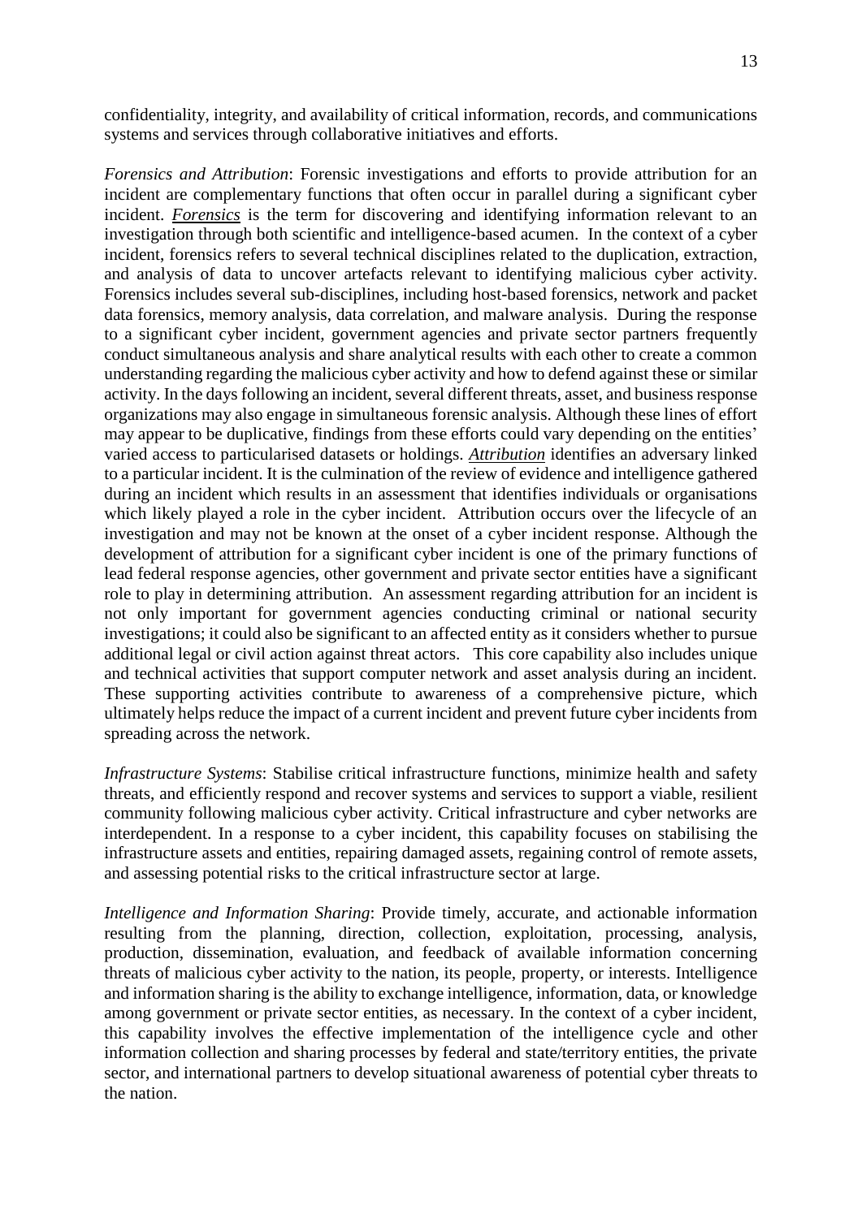confidentiality, integrity, and availability of critical information, records, and communications systems and services through collaborative initiatives and efforts.

*Forensics and Attribution*: Forensic investigations and efforts to provide attribution for an incident are complementary functions that often occur in parallel during a significant cyber incident. ***Forensics*** is the term for discovering and identifying information relevant to an investigation through both scientific and intelligence-based acumen. In the context of a cyber incident, forensics refers to several technical disciplines related to the duplication, extraction, and analysis of data to uncover artefacts relevant to identifying malicious cyber activity. Forensics includes several sub-disciplines, including host-based forensics, network and packet data forensics, memory analysis, data correlation, and malware analysis. During the response to a significant cyber incident, government agencies and private sector partners frequently conduct simultaneous analysis and share analytical results with each other to create a common understanding regarding the malicious cyber activity and how to defend against these or similar activity. In the days following an incident, several different threats, asset, and business response organizations may also engage in simultaneous forensic analysis. Although these lines of effort may appear to be duplicative, findings from these efforts could vary depending on the entities' varied access to particularised datasets or holdings. ***Attribution*** identifies an adversary linked to a particular incident. It is the culmination of the review of evidence and intelligence gathered during an incident which results in an assessment that identifies individuals or organisations which likely played a role in the cyber incident. Attribution occurs over the lifecycle of an investigation and may not be known at the onset of a cyber incident response. Although the development of attribution for a significant cyber incident is one of the primary functions of lead federal response agencies, other government and private sector entities have a significant role to play in determining attribution. An assessment regarding attribution for an incident is not only important for government agencies conducting criminal or national security investigations; it could also be significant to an affected entity as it considers whether to pursue additional legal or civil action against threat actors. This core capability also includes unique and technical activities that support computer network and asset analysis during an incident. These supporting activities contribute to awareness of a comprehensive picture, which ultimately helps reduce the impact of a current incident and prevent future cyber incidents from spreading across the network.

*Infrastructure Systems*: Stabilise critical infrastructure functions, minimize health and safety threats, and efficiently respond and recover systems and services to support a viable, resilient community following malicious cyber activity. Critical infrastructure and cyber networks are interdependent. In a response to a cyber incident, this capability focuses on stabilising the infrastructure assets and entities, repairing damaged assets, regaining control of remote assets, and assessing potential risks to the critical infrastructure sector at large.

*Intelligence and Information Sharing*: Provide timely, accurate, and actionable information resulting from the planning, direction, collection, exploitation, processing, analysis, production, dissemination, evaluation, and feedback of available information concerning threats of malicious cyber activity to the nation, its people, property, or interests. Intelligence and information sharing is the ability to exchange intelligence, information, data, or knowledge among government or private sector entities, as necessary. In the context of a cyber incident, this capability involves the effective implementation of the intelligence cycle and other information collection and sharing processes by federal and state/territory entities, the private sector, and international partners to develop situational awareness of potential cyber threats to the nation.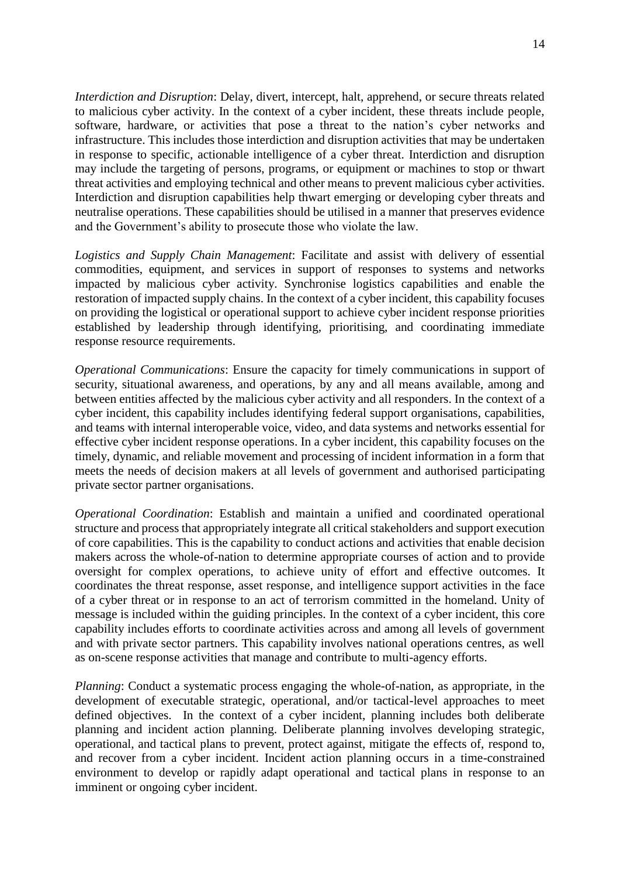*Interdiction and Disruption*: Delay, divert, intercept, halt, apprehend, or secure threats related to malicious cyber activity. In the context of a cyber incident, these threats include people, software, hardware, or activities that pose a threat to the nation's cyber networks and infrastructure. This includes those interdiction and disruption activities that may be undertaken in response to specific, actionable intelligence of a cyber threat. Interdiction and disruption may include the targeting of persons, programs, or equipment or machines to stop or thwart threat activities and employing technical and other means to prevent malicious cyber activities. Interdiction and disruption capabilities help thwart emerging or developing cyber threats and neutralise operations. These capabilities should be utilised in a manner that preserves evidence and the Government's ability to prosecute those who violate the law.

*Logistics and Supply Chain Management*: Facilitate and assist with delivery of essential commodities, equipment, and services in support of responses to systems and networks impacted by malicious cyber activity. Synchronise logistics capabilities and enable the restoration of impacted supply chains. In the context of a cyber incident, this capability focuses on providing the logistical or operational support to achieve cyber incident response priorities established by leadership through identifying, prioritising, and coordinating immediate response resource requirements.

*Operational Communications*: Ensure the capacity for timely communications in support of security, situational awareness, and operations, by any and all means available, among and between entities affected by the malicious cyber activity and all responders. In the context of a cyber incident, this capability includes identifying federal support organisations, capabilities, and teams with internal interoperable voice, video, and data systems and networks essential for effective cyber incident response operations. In a cyber incident, this capability focuses on the timely, dynamic, and reliable movement and processing of incident information in a form that meets the needs of decision makers at all levels of government and authorised participating private sector partner organisations.

*Operational Coordination*: Establish and maintain a unified and coordinated operational structure and process that appropriately integrate all critical stakeholders and support execution of core capabilities. This is the capability to conduct actions and activities that enable decision makers across the whole-of-nation to determine appropriate courses of action and to provide oversight for complex operations, to achieve unity of effort and effective outcomes. It coordinates the threat response, asset response, and intelligence support activities in the face of a cyber threat or in response to an act of terrorism committed in the homeland. Unity of message is included within the guiding principles. In the context of a cyber incident, this core capability includes efforts to coordinate activities across and among all levels of government and with private sector partners. This capability involves national operations centres, as well as on-scene response activities that manage and contribute to multi-agency efforts.

*Planning*: Conduct a systematic process engaging the whole-of-nation, as appropriate, in the development of executable strategic, operational, and/or tactical-level approaches to meet defined objectives. In the context of a cyber incident, planning includes both deliberate planning and incident action planning. Deliberate planning involves developing strategic, operational, and tactical plans to prevent, protect against, mitigate the effects of, respond to, and recover from a cyber incident. Incident action planning occurs in a time-constrained environment to develop or rapidly adapt operational and tactical plans in response to an imminent or ongoing cyber incident.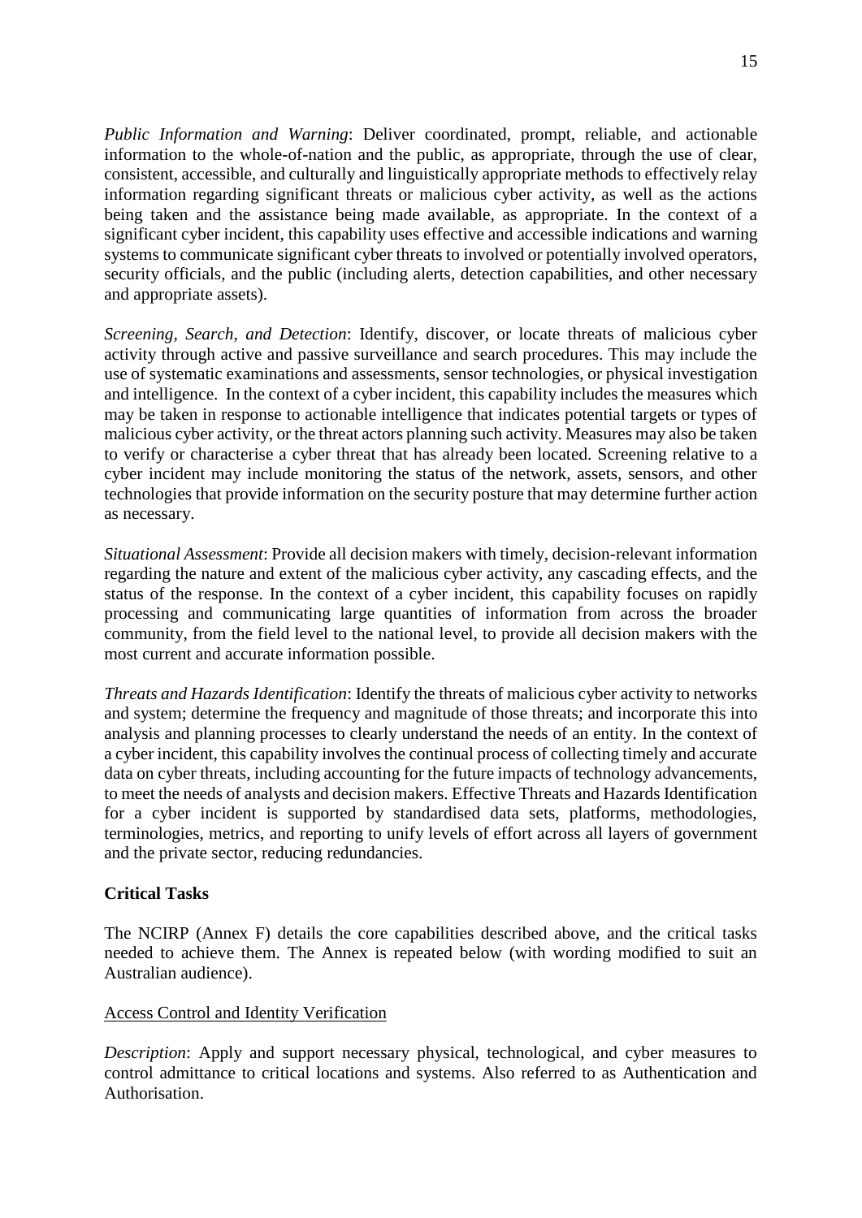*Public Information and Warning*: Deliver coordinated, prompt, reliable, and actionable information to the whole-of-nation and the public, as appropriate, through the use of clear, consistent, accessible, and culturally and linguistically appropriate methods to effectively relay information regarding significant threats or malicious cyber activity, as well as the actions being taken and the assistance being made available, as appropriate. In the context of a significant cyber incident, this capability uses effective and accessible indications and warning systems to communicate significant cyber threats to involved or potentially involved operators, security officials, and the public (including alerts, detection capabilities, and other necessary and appropriate assets).

*Screening, Search, and Detection*: Identify, discover, or locate threats of malicious cyber activity through active and passive surveillance and search procedures. This may include the use of systematic examinations and assessments, sensor technologies, or physical investigation and intelligence. In the context of a cyber incident, this capability includes the measures which may be taken in response to actionable intelligence that indicates potential targets or types of malicious cyber activity, or the threat actors planning such activity. Measures may also be taken to verify or characterise a cyber threat that has already been located. Screening relative to a cyber incident may include monitoring the status of the network, assets, sensors, and other technologies that provide information on the security posture that may determine further action as necessary.

*Situational Assessment*: Provide all decision makers with timely, decision-relevant information regarding the nature and extent of the malicious cyber activity, any cascading effects, and the status of the response. In the context of a cyber incident, this capability focuses on rapidly processing and communicating large quantities of information from across the broader community, from the field level to the national level, to provide all decision makers with the most current and accurate information possible.

*Threats and Hazards Identification*: Identify the threats of malicious cyber activity to networks and system; determine the frequency and magnitude of those threats; and incorporate this into analysis and planning processes to clearly understand the needs of an entity. In the context of a cyber incident, this capability involves the continual process of collecting timely and accurate data on cyber threats, including accounting for the future impacts of technology advancements, to meet the needs of analysts and decision makers. Effective Threats and Hazards Identification for a cyber incident is supported by standardised data sets, platforms, methodologies, terminologies, metrics, and reporting to unify levels of effort across all layers of government and the private sector, reducing redundancies.

**Critical Tasks**

The NCIRP (Annex F) details the core capabilities described above, and the critical tasks needed to achieve them. The Annex is repeated below (with wording modified to suit an Australian audience).

Access Control and Identity Verification

*Description*: Apply and support necessary physical, technological, and cyber measures to control admittance to critical locations and systems. Also referred to as Authentication and Authorisation.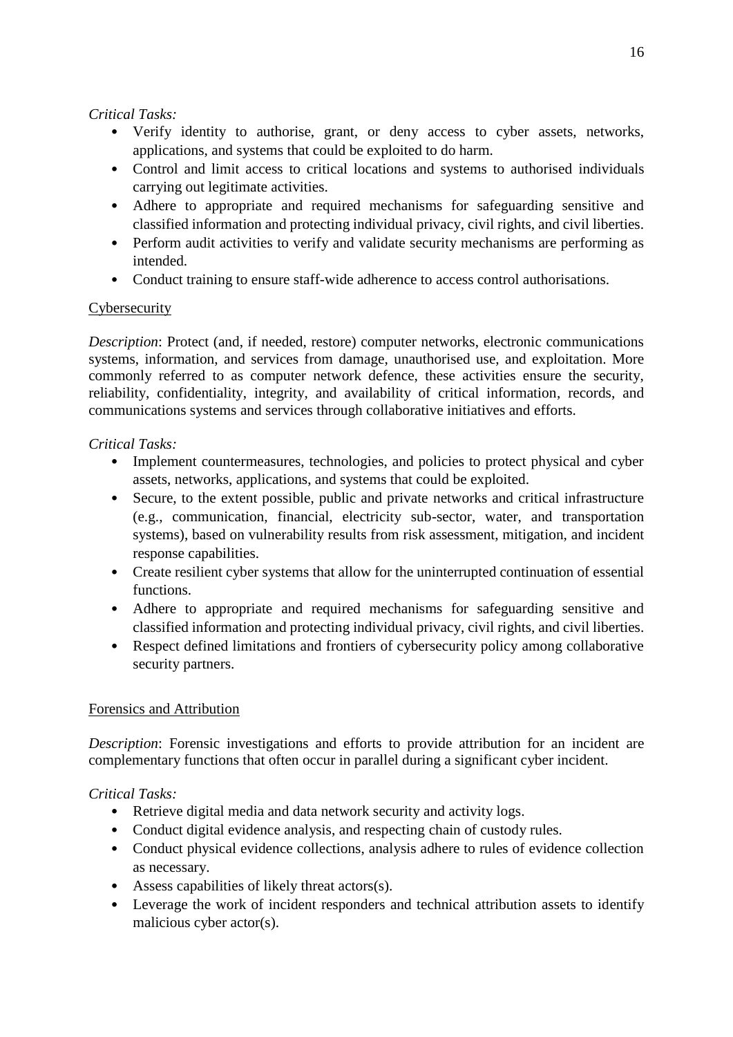*Critical Tasks:*

- Verify identity to authorise, grant, or deny access to cyber assets, networks, applications, and systems that could be exploited to do harm.
- Control and limit access to critical locations and systems to authorised individuals carrying out legitimate activities.
- Adhere to appropriate and required mechanisms for safeguarding sensitive and classified information and protecting individual privacy, civil rights, and civil liberties.
- Perform audit activities to verify and validate security mechanisms are performing as intended.
- Conduct training to ensure staff-wide adherence to access control authorisations.

<u>Cybersecurity</u>

*Description*: Protect (and, if needed, restore) computer networks, electronic communications systems, information, and services from damage, unauthorised use, and exploitation. More commonly referred to as computer network defence, these activities ensure the security, reliability, confidentiality, integrity, and availability of critical information, records, and communications systems and services through collaborative initiatives and efforts.

*Critical Tasks:*

- Implement countermeasures, technologies, and policies to protect physical and cyber assets, networks, applications, and systems that could be exploited.
- Secure, to the extent possible, public and private networks and critical infrastructure (e.g., communication, financial, electricity sub-sector, water, and transportation systems), based on vulnerability results from risk assessment, mitigation, and incident response capabilities.
- Create resilient cyber systems that allow for the uninterrupted continuation of essential functions.
- Adhere to appropriate and required mechanisms for safeguarding sensitive and classified information and protecting individual privacy, civil rights, and civil liberties.
- Respect defined limitations and frontiers of cybersecurity policy among collaborative security partners.

<u>Forensics and Attribution</u>

*Description*: Forensic investigations and efforts to provide attribution for an incident are complementary functions that often occur in parallel during a significant cyber incident.

*Critical Tasks:*

- Retrieve digital media and data network security and activity logs.
- Conduct digital evidence analysis, and respecting chain of custody rules.
- Conduct physical evidence collections, analysis adhere to rules of evidence collection as necessary.
- Assess capabilities of likely threat actors(s).
- Leverage the work of incident responders and technical attribution assets to identify malicious cyber actor(s).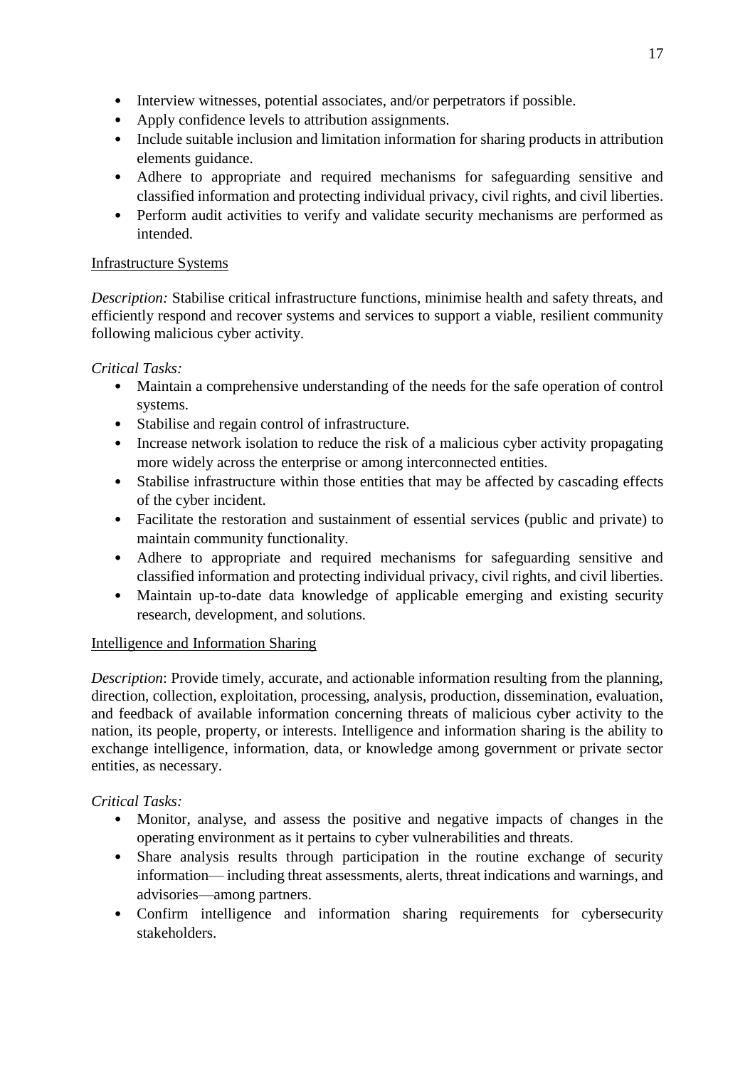- Interview witnesses, potential associates, and/or perpetrators if possible.
- Apply confidence levels to attribution assignments.
- Include suitable inclusion and limitation information for sharing products in attribution elements guidance.
- Adhere to appropriate and required mechanisms for safeguarding sensitive and classified information and protecting individual privacy, civil rights, and civil liberties.
- Perform audit activities to verify and validate security mechanisms are performed as intended.

<u>Infrastructure Systems</u>

*Description:* Stabilise critical infrastructure functions, minimise health and safety threats, and efficiently respond and recover systems and services to support a viable, resilient community following malicious cyber activity.

*Critical Tasks:*

- Maintain a comprehensive understanding of the needs for the safe operation of control systems.
- Stabilise and regain control of infrastructure.
- Increase network isolation to reduce the risk of a malicious cyber activity propagating more widely across the enterprise or among interconnected entities.
- Stabilise infrastructure within those entities that may be affected by cascading effects of the cyber incident.
- Facilitate the restoration and sustainment of essential services (public and private) to maintain community functionality.
- Adhere to appropriate and required mechanisms for safeguarding sensitive and classified information and protecting individual privacy, civil rights, and civil liberties.
- Maintain up-to-date data knowledge of applicable emerging and existing security research, development, and solutions.

<u>Intelligence and Information Sharing</u>

*Description*: Provide timely, accurate, and actionable information resulting from the planning, direction, collection, exploitation, processing, analysis, production, dissemination, evaluation, and feedback of available information concerning threats of malicious cyber activity to the nation, its people, property, or interests. Intelligence and information sharing is the ability to exchange intelligence, information, data, or knowledge among government or private sector entities, as necessary.

*Critical Tasks:*

- Monitor, analyse, and assess the positive and negative impacts of changes in the operating environment as it pertains to cyber vulnerabilities and threats.
- Share analysis results through participation in the routine exchange of security information— including threat assessments, alerts, threat indications and warnings, and advisories—among partners.
- Confirm intelligence and information sharing requirements for cybersecurity stakeholders.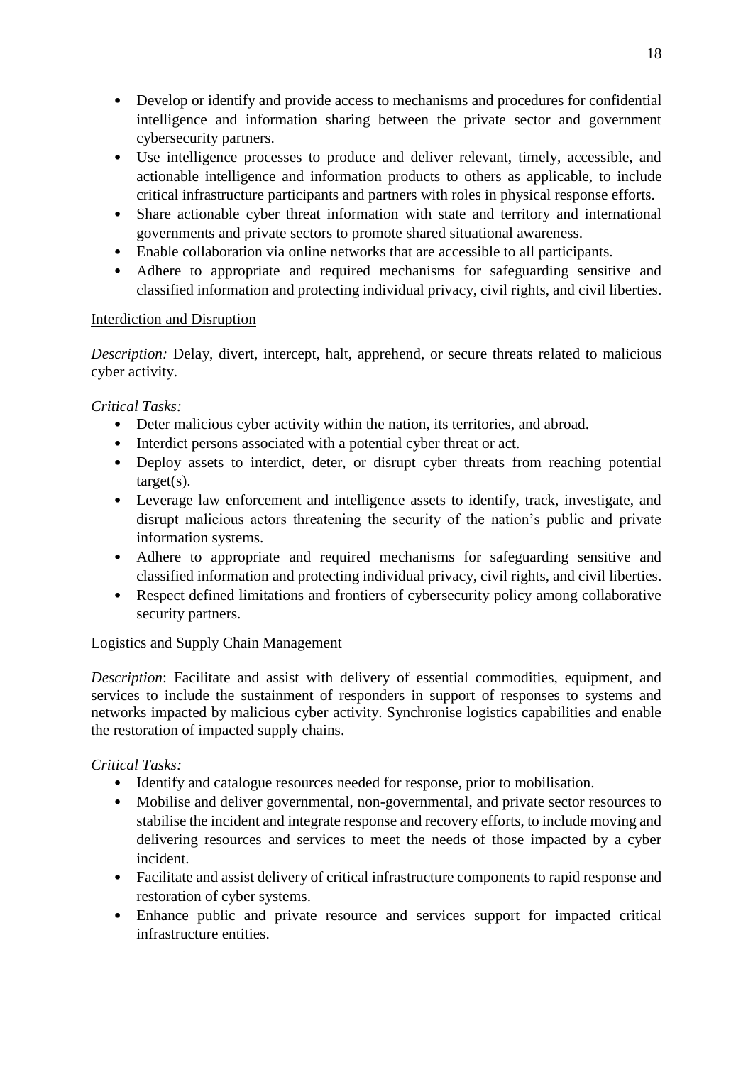- Develop or identify and provide access to mechanisms and procedures for confidential intelligence and information sharing between the private sector and government cybersecurity partners.
- Use intelligence processes to produce and deliver relevant, timely, accessible, and actionable intelligence and information products to others as applicable, to include critical infrastructure participants and partners with roles in physical response efforts.
- Share actionable cyber threat information with state and territory and international governments and private sectors to promote shared situational awareness.
- Enable collaboration via online networks that are accessible to all participants.
- Adhere to appropriate and required mechanisms for safeguarding sensitive and classified information and protecting individual privacy, civil rights, and civil liberties.

<u>Interdiction and Disruption</u>

*Description:* Delay, divert, intercept, halt, apprehend, or secure threats related to malicious cyber activity.

*Critical Tasks:*

- Deter malicious cyber activity within the nation, its territories, and abroad.
- Interdict persons associated with a potential cyber threat or act.
- Deploy assets to interdict, deter, or disrupt cyber threats from reaching potential target(s).
- Leverage law enforcement and intelligence assets to identify, track, investigate, and disrupt malicious actors threatening the security of the nation's public and private information systems.
- Adhere to appropriate and required mechanisms for safeguarding sensitive and classified information and protecting individual privacy, civil rights, and civil liberties.
- Respect defined limitations and frontiers of cybersecurity policy among collaborative security partners.

<u>Logistics and Supply Chain Management</u>

*Description*: Facilitate and assist with delivery of essential commodities, equipment, and services to include the sustainment of responders in support of responses to systems and networks impacted by malicious cyber activity. Synchronise logistics capabilities and enable the restoration of impacted supply chains.

*Critical Tasks:*

- Identify and catalogue resources needed for response, prior to mobilisation.
- Mobilise and deliver governmental, non-governmental, and private sector resources to stabilise the incident and integrate response and recovery efforts, to include moving and delivering resources and services to meet the needs of those impacted by a cyber incident.
- Facilitate and assist delivery of critical infrastructure components to rapid response and restoration of cyber systems.
- Enhance public and private resource and services support for impacted critical infrastructure entities.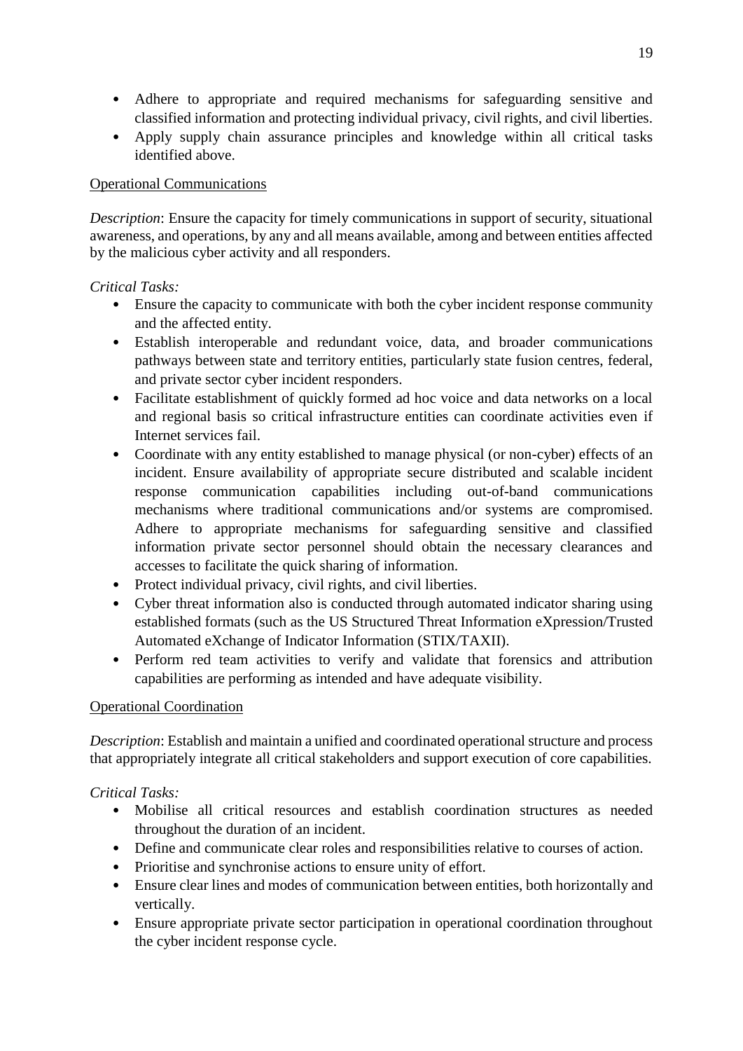- Adhere to appropriate and required mechanisms for safeguarding sensitive and classified information and protecting individual privacy, civil rights, and civil liberties.
- Apply supply chain assurance principles and knowledge within all critical tasks identified above.

Operational Communications

*Description*: Ensure the capacity for timely communications in support of security, situational awareness, and operations, by any and all means available, among and between entities affected by the malicious cyber activity and all responders.

*Critical Tasks:*

- Ensure the capacity to communicate with both the cyber incident response community and the affected entity.
- Establish interoperable and redundant voice, data, and broader communications pathways between state and territory entities, particularly state fusion centres, federal, and private sector cyber incident responders.
- Facilitate establishment of quickly formed ad hoc voice and data networks on a local and regional basis so critical infrastructure entities can coordinate activities even if Internet services fail.
- Coordinate with any entity established to manage physical (or non-cyber) effects of an incident. Ensure availability of appropriate secure distributed and scalable incident response communication capabilities including out-of-band communications mechanisms where traditional communications and/or systems are compromised. Adhere to appropriate mechanisms for safeguarding sensitive and classified information private sector personnel should obtain the necessary clearances and accesses to facilitate the quick sharing of information.
- Protect individual privacy, civil rights, and civil liberties.
- Cyber threat information also is conducted through automated indicator sharing using established formats (such as the US Structured Threat Information eXpression/Trusted Automated eXchange of Indicator Information (STIX/TAXII).
- Perform red team activities to verify and validate that forensics and attribution capabilities are performing as intended and have adequate visibility.

Operational Coordination

*Description*: Establish and maintain a unified and coordinated operational structure and process that appropriately integrate all critical stakeholders and support execution of core capabilities.

*Critical Tasks:*

- Mobilise all critical resources and establish coordination structures as needed throughout the duration of an incident.
- Define and communicate clear roles and responsibilities relative to courses of action.
- Prioritise and synchronise actions to ensure unity of effort.
- Ensure clear lines and modes of communication between entities, both horizontally and vertically.
- Ensure appropriate private sector participation in operational coordination throughout the cyber incident response cycle.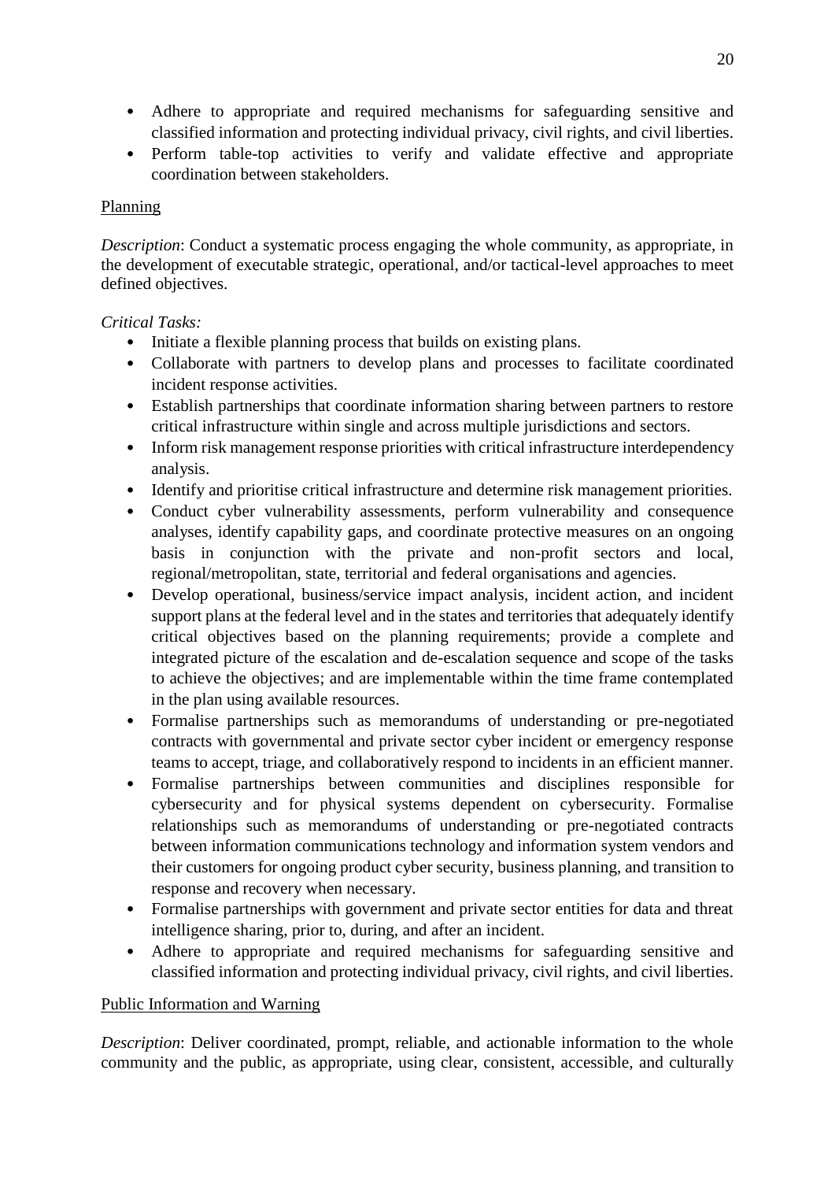- Adhere to appropriate and required mechanisms for safeguarding sensitive and classified information and protecting individual privacy, civil rights, and civil liberties.
- Perform table-top activities to verify and validate effective and appropriate coordination between stakeholders.

Planning

*Description*: Conduct a systematic process engaging the whole community, as appropriate, in the development of executable strategic, operational, and/or tactical-level approaches to meet defined objectives.

*Critical Tasks:*

- Initiate a flexible planning process that builds on existing plans.
- Collaborate with partners to develop plans and processes to facilitate coordinated incident response activities.
- Establish partnerships that coordinate information sharing between partners to restore critical infrastructure within single and across multiple jurisdictions and sectors.
- Inform risk management response priorities with critical infrastructure interdependency analysis.
- Identify and prioritise critical infrastructure and determine risk management priorities.
- Conduct cyber vulnerability assessments, perform vulnerability and consequence analyses, identify capability gaps, and coordinate protective measures on an ongoing basis in conjunction with the private and non-profit sectors and local, regional/metropolitan, state, territorial and federal organisations and agencies.
- Develop operational, business/service impact analysis, incident action, and incident support plans at the federal level and in the states and territories that adequately identify critical objectives based on the planning requirements; provide a complete and integrated picture of the escalation and de-escalation sequence and scope of the tasks to achieve the objectives; and are implementable within the time frame contemplated in the plan using available resources.
- Formalise partnerships such as memorandums of understanding or pre-negotiated contracts with governmental and private sector cyber incident or emergency response teams to accept, triage, and collaboratively respond to incidents in an efficient manner.
- Formalise partnerships between communities and disciplines responsible for cybersecurity and for physical systems dependent on cybersecurity. Formalise relationships such as memorandums of understanding or pre-negotiated contracts between information communications technology and information system vendors and their customers for ongoing product cyber security, business planning, and transition to response and recovery when necessary.
- Formalise partnerships with government and private sector entities for data and threat intelligence sharing, prior to, during, and after an incident.
- Adhere to appropriate and required mechanisms for safeguarding sensitive and classified information and protecting individual privacy, civil rights, and civil liberties.

Public Information and Warning

*Description*: Deliver coordinated, prompt, reliable, and actionable information to the whole community and the public, as appropriate, using clear, consistent, accessible, and culturally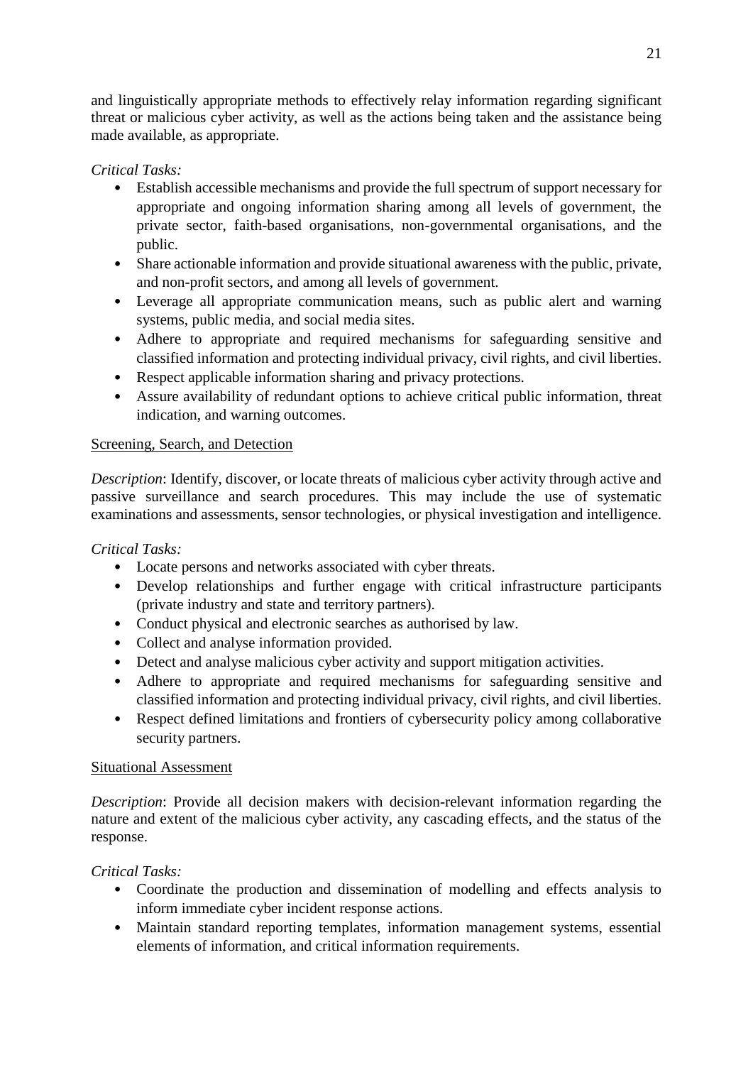and linguistically appropriate methods to effectively relay information regarding significant threat or malicious cyber activity, as well as the actions being taken and the assistance being made available, as appropriate.

*Critical Tasks:*

- Establish accessible mechanisms and provide the full spectrum of support necessary for appropriate and ongoing information sharing among all levels of government, the private sector, faith-based organisations, non-governmental organisations, and the public.
- Share actionable information and provide situational awareness with the public, private, and non-profit sectors, and among all levels of government.
- Leverage all appropriate communication means, such as public alert and warning systems, public media, and social media sites.
- Adhere to appropriate and required mechanisms for safeguarding sensitive and classified information and protecting individual privacy, civil rights, and civil liberties.
- Respect applicable information sharing and privacy protections.
- Assure availability of redundant options to achieve critical public information, threat indication, and warning outcomes.

<u>Screening, Search, and Detection</u>

*Description*: Identify, discover, or locate threats of malicious cyber activity through active and passive surveillance and search procedures. This may include the use of systematic examinations and assessments, sensor technologies, or physical investigation and intelligence.

*Critical Tasks:*

- Locate persons and networks associated with cyber threats.
- Develop relationships and further engage with critical infrastructure participants (private industry and state and territory partners).
- Conduct physical and electronic searches as authorised by law.
- Collect and analyse information provided.
- Detect and analyse malicious cyber activity and support mitigation activities.
- Adhere to appropriate and required mechanisms for safeguarding sensitive and classified information and protecting individual privacy, civil rights, and civil liberties.
- Respect defined limitations and frontiers of cybersecurity policy among collaborative security partners.

<u>Situational Assessment</u>

*Description*: Provide all decision makers with decision-relevant information regarding the nature and extent of the malicious cyber activity, any cascading effects, and the status of the response.

*Critical Tasks:*

- Coordinate the production and dissemination of modelling and effects analysis to inform immediate cyber incident response actions.
- Maintain standard reporting templates, information management systems, essential elements of information, and critical information requirements.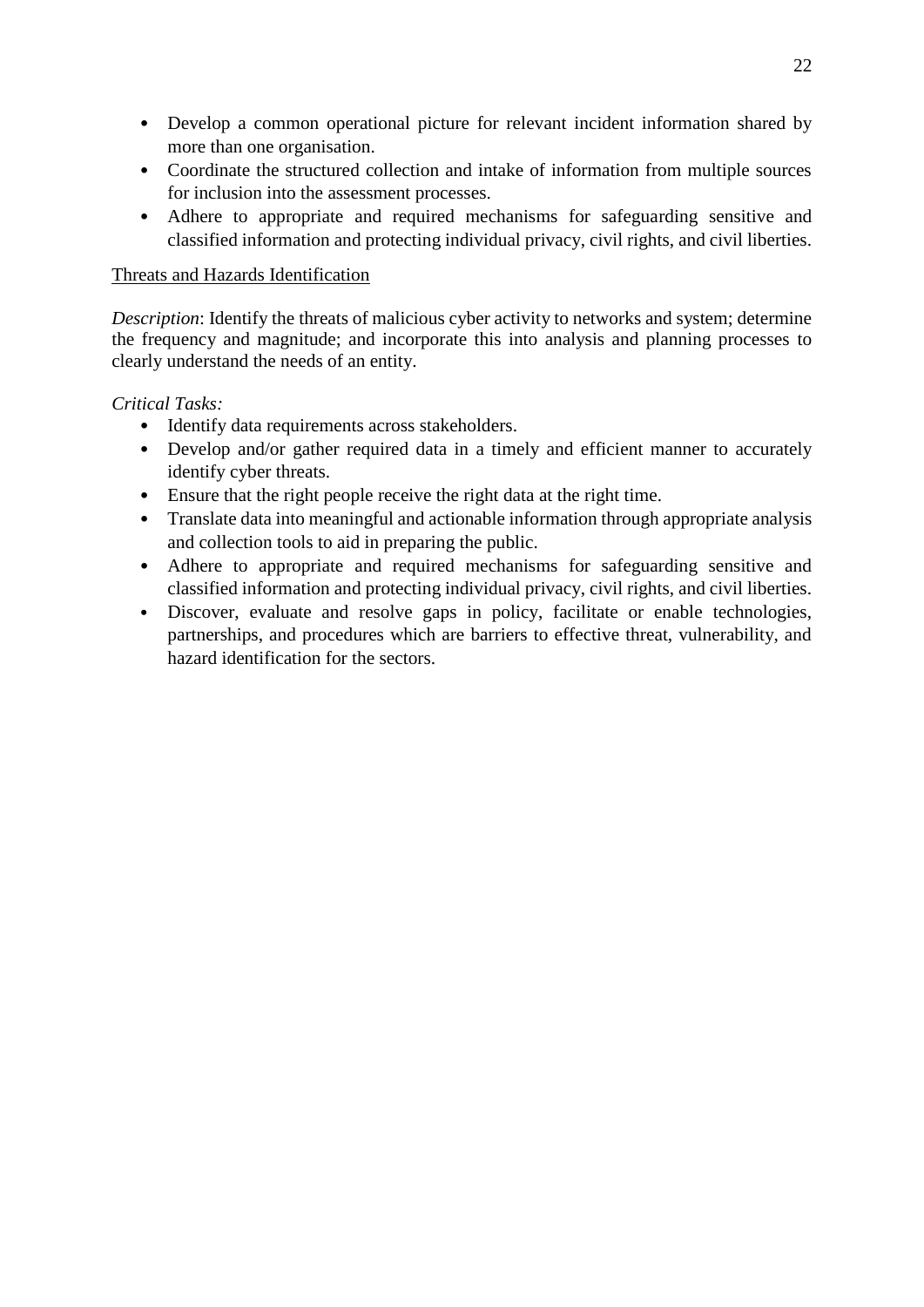- Develop a common operational picture for relevant incident information shared by more than one organisation.
- Coordinate the structured collection and intake of information from multiple sources for inclusion into the assessment processes.
- Adhere to appropriate and required mechanisms for safeguarding sensitive and classified information and protecting individual privacy, civil rights, and civil liberties.

Threats and Hazards Identification

*Description*: Identify the threats of malicious cyber activity to networks and system; determine the frequency and magnitude; and incorporate this into analysis and planning processes to clearly understand the needs of an entity.

*Critical Tasks:*

- Identify data requirements across stakeholders.
- Develop and/or gather required data in a timely and efficient manner to accurately identify cyber threats.
- Ensure that the right people receive the right data at the right time.
- Translate data into meaningful and actionable information through appropriate analysis and collection tools to aid in preparing the public.
- Adhere to appropriate and required mechanisms for safeguarding sensitive and classified information and protecting individual privacy, civil rights, and civil liberties.
- Discover, evaluate and resolve gaps in policy, facilitate or enable technologies, partnerships, and procedures which are barriers to effective threat, vulnerability, and hazard identification for the sectors.